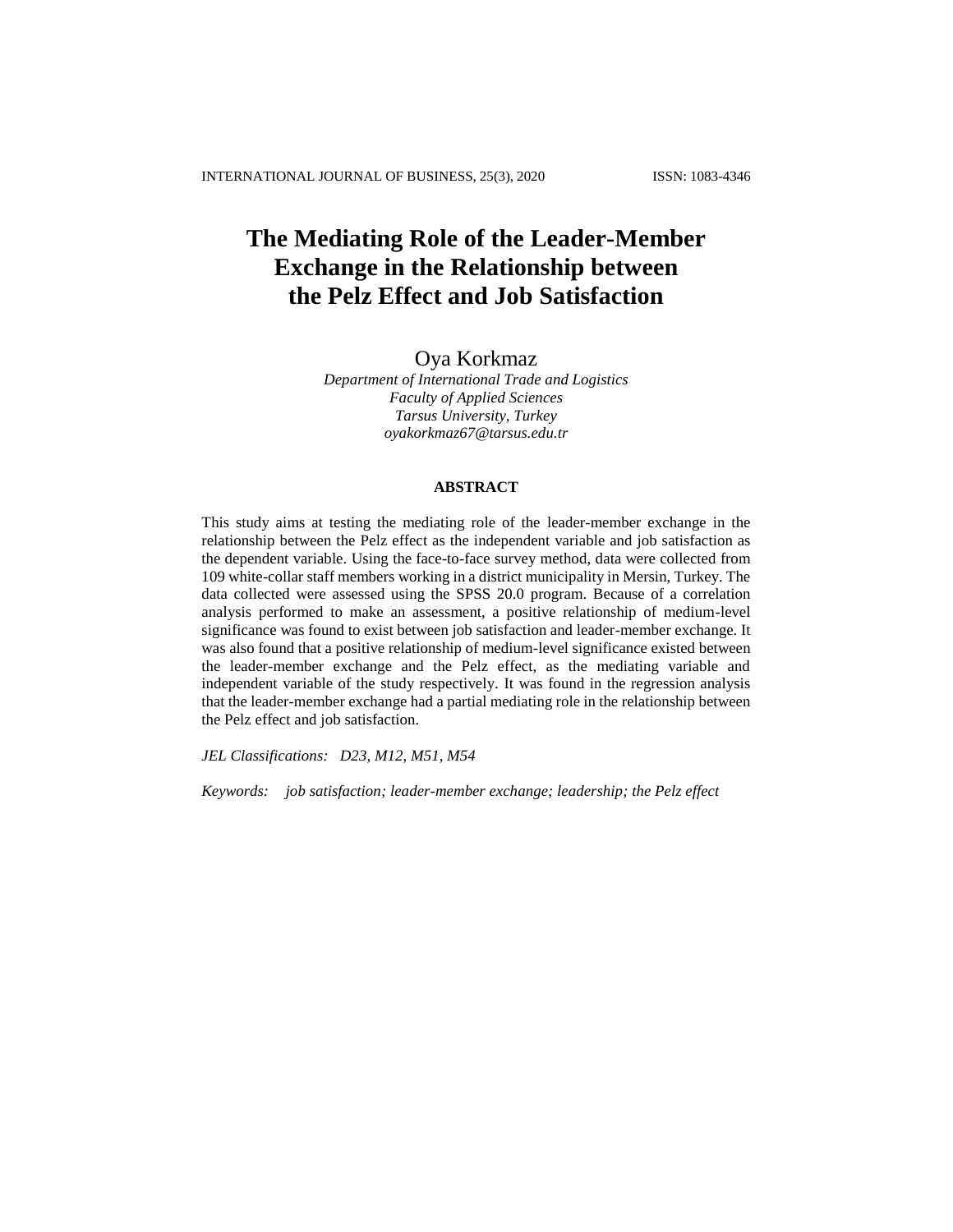# The Mediating Role of the Leader-Member Exchange in the Relationship between the Pelz Effect and Job Satisfaction

Oya Korkmaz

*Department of International Trade and Logistics*
*Faculty of Applied Sciences*
*Tarsus University, Turkey*
*oyakorkmaz67@tarsus.edu.tr*

## ABSTRACT

This study aims at testing the mediating role of the leader-member exchange in the relationship between the Pelz effect as the independent variable and job satisfaction as the dependent variable. Using the face-to-face survey method, data were collected from 109 white-collar staff members working in a district municipality in Mersin, Turkey. The data collected were assessed using the SPSS 20.0 program. Because of a correlation analysis performed to make an assessment, a positive relationship of medium-level significance was found to exist between job satisfaction and leader-member exchange. It was also found that a positive relationship of medium-level significance existed between the leader-member exchange and the Pelz effect, as the mediating variable and independent variable of the study respectively. It was found in the regression analysis that the leader-member exchange had a partial mediating role in the relationship between the Pelz effect and job satisfaction.

*JEL Classifications: D23, M12, M51, M54*

*Keywords: job satisfaction; leader-member exchange; leadership; the Pelz effect*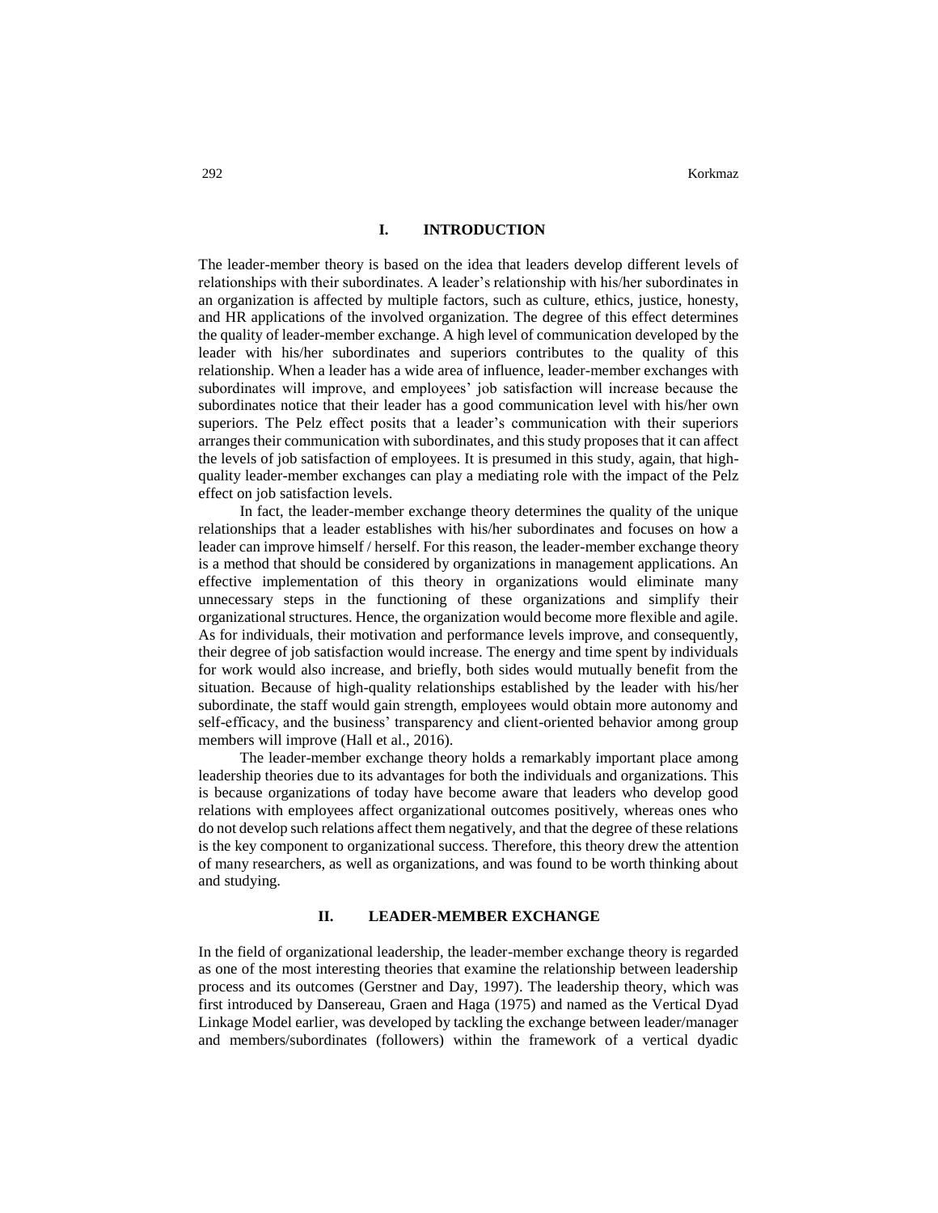## I. INTRODUCTION

The leader-member theory is based on the idea that leaders develop different levels of relationships with their subordinates. A leader's relationship with his/her subordinates in an organization is affected by multiple factors, such as culture, ethics, justice, honesty, and HR applications of the involved organization. The degree of this effect determines the quality of leader-member exchange. A high level of communication developed by the leader with his/her subordinates and superiors contributes to the quality of this relationship. When a leader has a wide area of influence, leader-member exchanges with subordinates will improve, and employees' job satisfaction will increase because the subordinates notice that their leader has a good communication level with his/her own superiors. The Pelz effect posits that a leader's communication with their superiors arranges their communication with subordinates, and this study proposes that it can affect the levels of job satisfaction of employees. It is presumed in this study, again, that high-quality leader-member exchanges can play a mediating role with the impact of the Pelz effect on job satisfaction levels.

In fact, the leader-member exchange theory determines the quality of the unique relationships that a leader establishes with his/her subordinates and focuses on how a leader can improve himself / herself. For this reason, the leader-member exchange theory is a method that should be considered by organizations in management applications. An effective implementation of this theory in organizations would eliminate many unnecessary steps in the functioning of these organizations and simplify their organizational structures. Hence, the organization would become more flexible and agile. As for individuals, their motivation and performance levels improve, and consequently, their degree of job satisfaction would increase. The energy and time spent by individuals for work would also increase, and briefly, both sides would mutually benefit from the situation. Because of high-quality relationships established by the leader with his/her subordinate, the staff would gain strength, employees would obtain more autonomy and self-efficacy, and the business' transparency and client-oriented behavior among group members will improve (Hall et al., 2016).

The leader-member exchange theory holds a remarkably important place among leadership theories due to its advantages for both the individuals and organizations. This is because organizations of today have become aware that leaders who develop good relations with employees affect organizational outcomes positively, whereas ones who do not develop such relations affect them negatively, and that the degree of these relations is the key component to organizational success. Therefore, this theory drew the attention of many researchers, as well as organizations, and was found to be worth thinking about and studying.

## II. LEADER-MEMBER EXCHANGE

In the field of organizational leadership, the leader-member exchange theory is regarded as one of the most interesting theories that examine the relationship between leadership process and its outcomes (Gerstner and Day, 1997). The leadership theory, which was first introduced by Dansereau, Graen and Haga (1975) and named as the Vertical Dyad Linkage Model earlier, was developed by tackling the exchange between leader/manager and members/subordinates (followers) within the framework of a vertical dyadic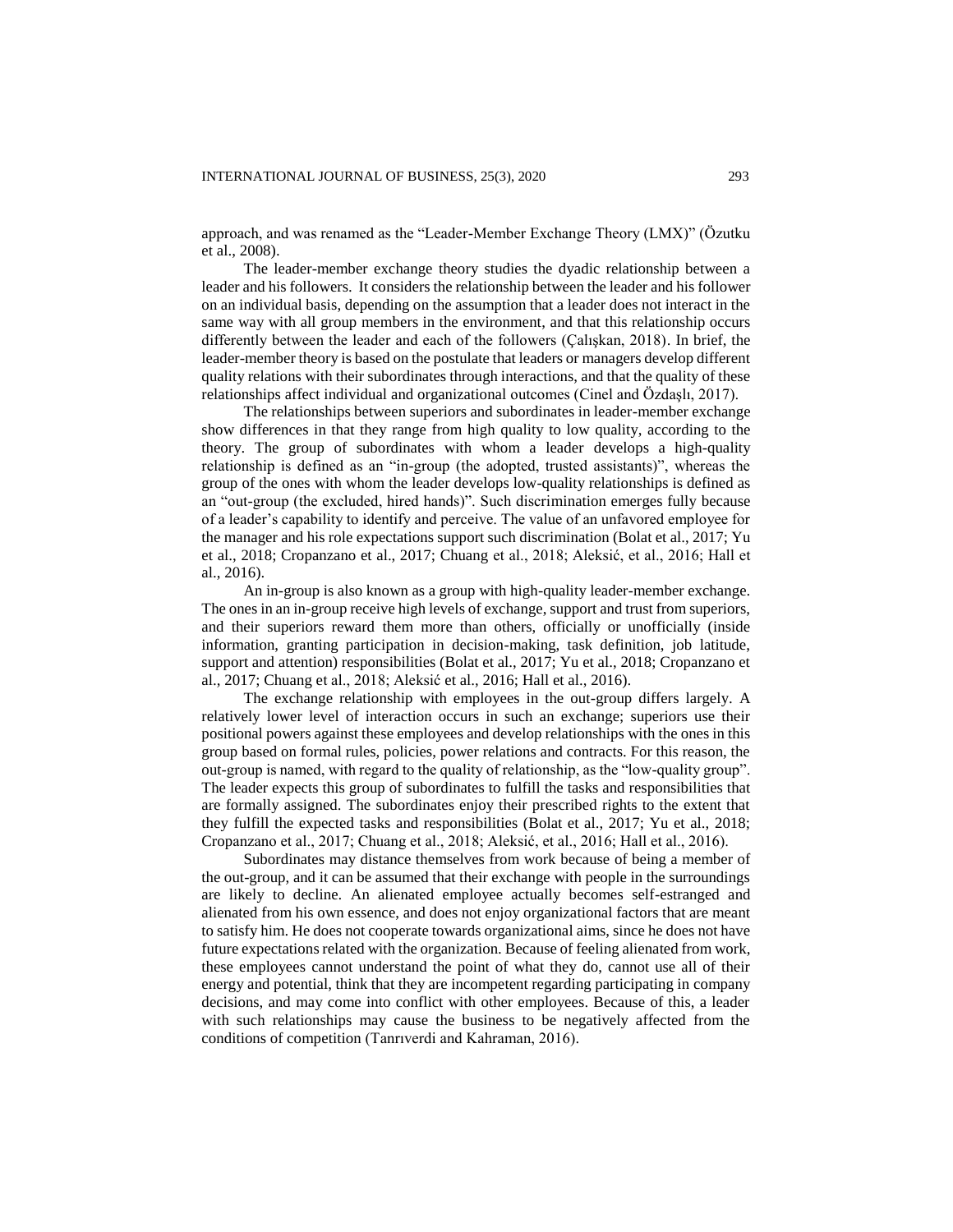approach, and was renamed as the "Leader-Member Exchange Theory (LMX)" (Özutku et al., 2008).

The leader-member exchange theory studies the dyadic relationship between a leader and his followers. It considers the relationship between the leader and his follower on an individual basis, depending on the assumption that a leader does not interact in the same way with all group members in the environment, and that this relationship occurs differently between the leader and each of the followers (Çalışkan, 2018). In brief, the leader-member theory is based on the postulate that leaders or managers develop different quality relations with their subordinates through interactions, and that the quality of these relationships affect individual and organizational outcomes (Cinel and Özdaşlı, 2017).

The relationships between superiors and subordinates in leader-member exchange show differences in that they range from high quality to low quality, according to the theory. The group of subordinates with whom a leader develops a high-quality relationship is defined as an "in-group (the adopted, trusted assistants)", whereas the group of the ones with whom the leader develops low-quality relationships is defined as an "out-group (the excluded, hired hands)". Such discrimination emerges fully because of a leader's capability to identify and perceive. The value of an unfavored employee for the manager and his role expectations support such discrimination (Bolat et al., 2017; Yu et al., 2018; Cropanzano et al., 2017; Chuang et al., 2018; Aleksić, et al., 2016; Hall et al., 2016).

An in-group is also known as a group with high-quality leader-member exchange. The ones in an in-group receive high levels of exchange, support and trust from superiors, and their superiors reward them more than others, officially or unofficially (inside information, granting participation in decision-making, task definition, job latitude, support and attention) responsibilities (Bolat et al., 2017; Yu et al., 2018; Cropanzano et al., 2017; Chuang et al., 2018; Aleksić et al., 2016; Hall et al., 2016).

The exchange relationship with employees in the out-group differs largely. A relatively lower level of interaction occurs in such an exchange; superiors use their positional powers against these employees and develop relationships with the ones in this group based on formal rules, policies, power relations and contracts. For this reason, the out-group is named, with regard to the quality of relationship, as the "low-quality group". The leader expects this group of subordinates to fulfill the tasks and responsibilities that are formally assigned. The subordinates enjoy their prescribed rights to the extent that they fulfill the expected tasks and responsibilities (Bolat et al., 2017; Yu et al., 2018; Cropanzano et al., 2017; Chuang et al., 2018; Aleksić, et al., 2016; Hall et al., 2016).

Subordinates may distance themselves from work because of being a member of the out-group, and it can be assumed that their exchange with people in the surroundings are likely to decline. An alienated employee actually becomes self-estranged and alienated from his own essence, and does not enjoy organizational factors that are meant to satisfy him. He does not cooperate towards organizational aims, since he does not have future expectations related with the organization. Because of feeling alienated from work, these employees cannot understand the point of what they do, cannot use all of their energy and potential, think that they are incompetent regarding participating in company decisions, and may come into conflict with other employees. Because of this, a leader with such relationships may cause the business to be negatively affected from the conditions of competition (Tanrıverdi and Kahraman, 2016).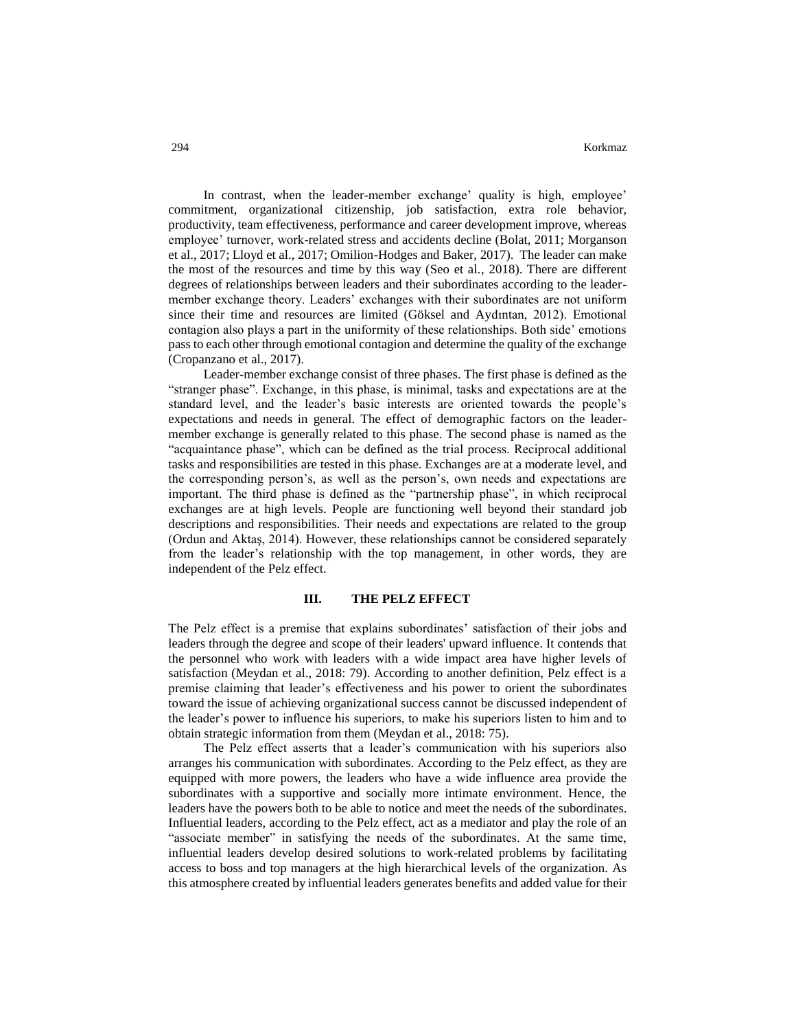In contrast, when the leader-member exchange' quality is high, employee' commitment, organizational citizenship, job satisfaction, extra role behavior, productivity, team effectiveness, performance and career development improve, whereas employee' turnover, work-related stress and accidents decline (Bolat, 2011; Morganson et al., 2017; Lloyd et al., 2017; Omilion-Hodges and Baker, 2017). The leader can make the most of the resources and time by this way (Seo et al., 2018). There are different degrees of relationships between leaders and their subordinates according to the leader-member exchange theory. Leaders' exchanges with their subordinates are not uniform since their time and resources are limited (Göksel and Aydıntan, 2012). Emotional contagion also plays a part in the uniformity of these relationships. Both side' emotions pass to each other through emotional contagion and determine the quality of the exchange (Cropanzano et al., 2017).

Leader-member exchange consist of three phases. The first phase is defined as the "stranger phase". Exchange, in this phase, is minimal, tasks and expectations are at the standard level, and the leader's basic interests are oriented towards the people's expectations and needs in general. The effect of demographic factors on the leader-member exchange is generally related to this phase. The second phase is named as the "acquaintance phase", which can be defined as the trial process. Reciprocal additional tasks and responsibilities are tested in this phase. Exchanges are at a moderate level, and the corresponding person's, as well as the person's, own needs and expectations are important. The third phase is defined as the "partnership phase", in which reciprocal exchanges are at high levels. People are functioning well beyond their standard job descriptions and responsibilities. Their needs and expectations are related to the group (Ordun and Aktaş, 2014). However, these relationships cannot be considered separately from the leader's relationship with the top management, in other words, they are independent of the Pelz effect.

## III. THE PELZ EFFECT

The Pelz effect is a premise that explains subordinates' satisfaction of their jobs and leaders through the degree and scope of their leaders' upward influence. It contends that the personnel who work with leaders with a wide impact area have higher levels of satisfaction (Meydan et al., 2018: 79). According to another definition, Pelz effect is a premise claiming that leader's effectiveness and his power to orient the subordinates toward the issue of achieving organizational success cannot be discussed independent of the leader's power to influence his superiors, to make his superiors listen to him and to obtain strategic information from them (Meydan et al., 2018: 75).

The Pelz effect asserts that a leader's communication with his superiors also arranges his communication with subordinates. According to the Pelz effect, as they are equipped with more powers, the leaders who have a wide influence area provide the subordinates with a supportive and socially more intimate environment. Hence, the leaders have the powers both to be able to notice and meet the needs of the subordinates. Influential leaders, according to the Pelz effect, act as a mediator and play the role of an "associate member" in satisfying the needs of the subordinates. At the same time, influential leaders develop desired solutions to work-related problems by facilitating access to boss and top managers at the high hierarchical levels of the organization. As this atmosphere created by influential leaders generates benefits and added value for their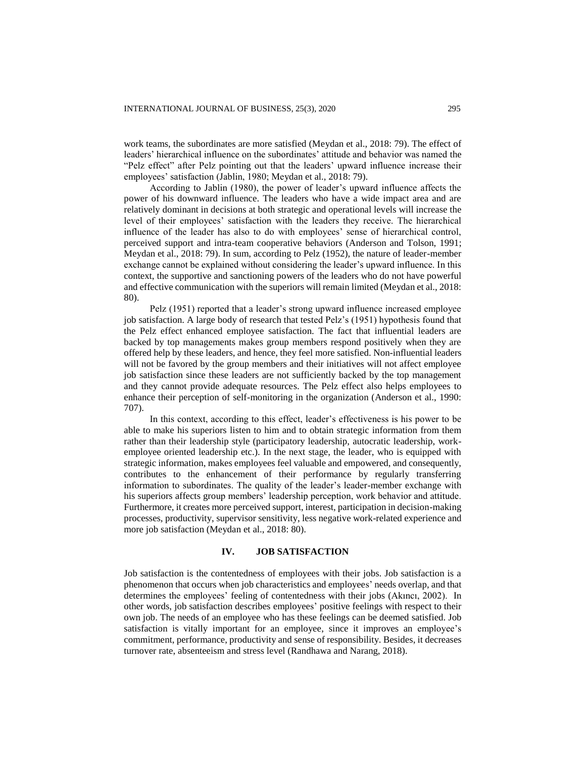work teams, the subordinates are more satisfied (Meydan et al., 2018: 79). The effect of leaders' hierarchical influence on the subordinates' attitude and behavior was named the "Pelz effect" after Pelz pointing out that the leaders' upward influence increase their employees' satisfaction (Jablin, 1980; Meydan et al., 2018: 79).

According to Jablin (1980), the power of leader's upward influence affects the power of his downward influence. The leaders who have a wide impact area and are relatively dominant in decisions at both strategic and operational levels will increase the level of their employees' satisfaction with the leaders they receive. The hierarchical influence of the leader has also to do with employees' sense of hierarchical control, perceived support and intra-team cooperative behaviors (Anderson and Tolson, 1991; Meydan et al., 2018: 79). In sum, according to Pelz (1952), the nature of leader-member exchange cannot be explained without considering the leader's upward influence. In this context, the supportive and sanctioning powers of the leaders who do not have powerful and effective communication with the superiors will remain limited (Meydan et al., 2018: 80).

Pelz (1951) reported that a leader's strong upward influence increased employee job satisfaction. A large body of research that tested Pelz's (1951) hypothesis found that the Pelz effect enhanced employee satisfaction. The fact that influential leaders are backed by top managements makes group members respond positively when they are offered help by these leaders, and hence, they feel more satisfied. Non-influential leaders will not be favored by the group members and their initiatives will not affect employee job satisfaction since these leaders are not sufficiently backed by the top management and they cannot provide adequate resources. The Pelz effect also helps employees to enhance their perception of self-monitoring in the organization (Anderson et al., 1990: 707).

In this context, according to this effect, leader's effectiveness is his power to be able to make his superiors listen to him and to obtain strategic information from them rather than their leadership style (participatory leadership, autocratic leadership, work-employee oriented leadership etc.). In the next stage, the leader, who is equipped with strategic information, makes employees feel valuable and empowered, and consequently, contributes to the enhancement of their performance by regularly transferring information to subordinates. The quality of the leader's leader-member exchange with his superiors affects group members' leadership perception, work behavior and attitude. Furthermore, it creates more perceived support, interest, participation in decision-making processes, productivity, supervisor sensitivity, less negative work-related experience and more job satisfaction (Meydan et al., 2018: 80).

## IV. JOB SATISFACTION

Job satisfaction is the contentedness of employees with their jobs. Job satisfaction is a phenomenon that occurs when job characteristics and employees' needs overlap, and that determines the employees' feeling of contentedness with their jobs (Akıncı, 2002). In other words, job satisfaction describes employees' positive feelings with respect to their own job. The needs of an employee who has these feelings can be deemed satisfied. Job satisfaction is vitally important for an employee, since it improves an employee's commitment, performance, productivity and sense of responsibility. Besides, it decreases turnover rate, absenteeism and stress level (Randhawa and Narang, 2018).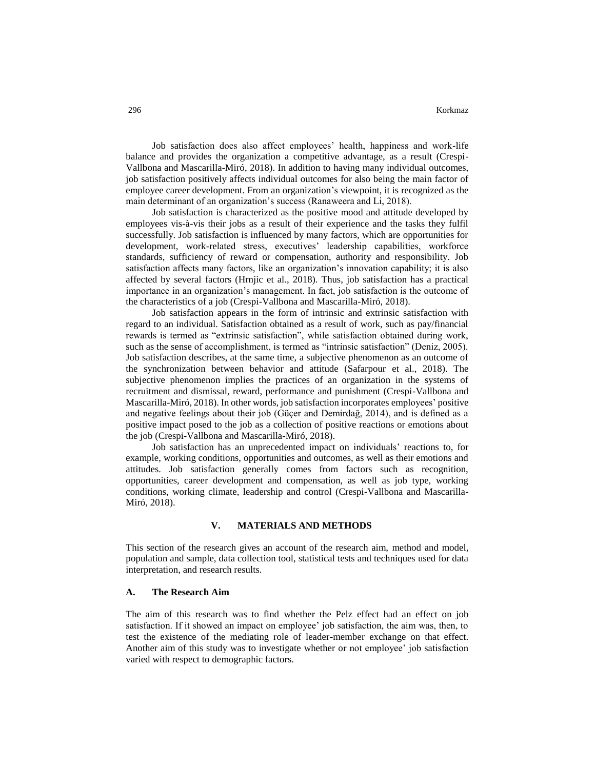Job satisfaction does also affect employees' health, happiness and work-life balance and provides the organization a competitive advantage, as a result (Crespi-Vallbona and Mascarilla-Miró, 2018). In addition to having many individual outcomes, job satisfaction positively affects individual outcomes for also being the main factor of employee career development. From an organization's viewpoint, it is recognized as the main determinant of an organization's success (Ranaweera and Li, 2018).

Job satisfaction is characterized as the positive mood and attitude developed by employees vis-à-vis their jobs as a result of their experience and the tasks they fulfil successfully. Job satisfaction is influenced by many factors, which are opportunities for development, work-related stress, executives' leadership capabilities, workforce standards, sufficiency of reward or compensation, authority and responsibility. Job satisfaction affects many factors, like an organization's innovation capability; it is also affected by several factors (Hrnjic et al., 2018). Thus, job satisfaction has a practical importance in an organization's management. In fact, job satisfaction is the outcome of the characteristics of a job (Crespi-Vallbona and Mascarilla-Miró, 2018).

Job satisfaction appears in the form of intrinsic and extrinsic satisfaction with regard to an individual. Satisfaction obtained as a result of work, such as pay/financial rewards is termed as "extrinsic satisfaction", while satisfaction obtained during work, such as the sense of accomplishment, is termed as "intrinsic satisfaction" (Deniz, 2005). Job satisfaction describes, at the same time, a subjective phenomenon as an outcome of the synchronization between behavior and attitude (Safarpour et al., 2018). The subjective phenomenon implies the practices of an organization in the systems of recruitment and dismissal, reward, performance and punishment (Crespi-Vallbona and Mascarilla-Miró, 2018). In other words, job satisfaction incorporates employees' positive and negative feelings about their job (Güçer and Demirdağ, 2014), and is defined as a positive impact posed to the job as a collection of positive reactions or emotions about the job (Crespi-Vallbona and Mascarilla-Miró, 2018).

Job satisfaction has an unprecedented impact on individuals' reactions to, for example, working conditions, opportunities and outcomes, as well as their emotions and attitudes. Job satisfaction generally comes from factors such as recognition, opportunities, career development and compensation, as well as job type, working conditions, working climate, leadership and control (Crespi-Vallbona and Mascarilla-Miró, 2018).

## V. MATERIALS AND METHODS

This section of the research gives an account of the research aim, method and model, population and sample, data collection tool, statistical tests and techniques used for data interpretation, and research results.

### A. The Research Aim

The aim of this research was to find whether the Pelz effect had an effect on job satisfaction. If it showed an impact on employee' job satisfaction, the aim was, then, to test the existence of the mediating role of leader-member exchange on that effect. Another aim of this study was to investigate whether or not employee' job satisfaction varied with respect to demographic factors.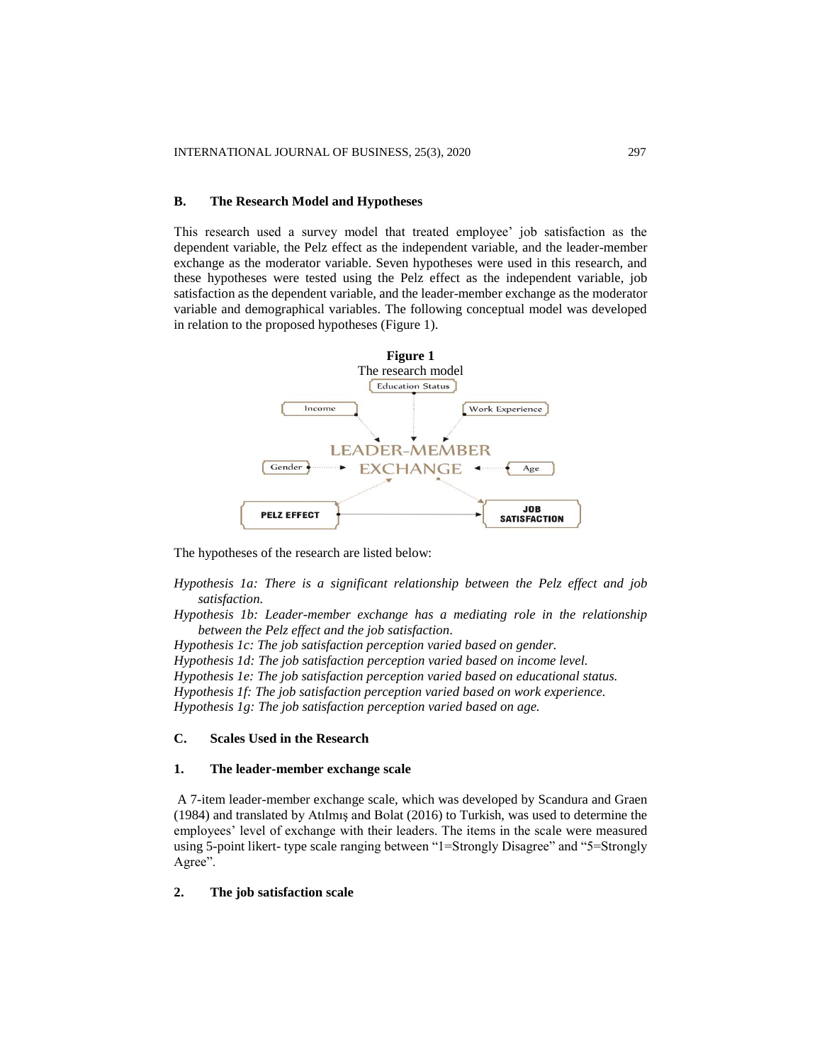## B. The Research Model and Hypotheses

This research used a survey model that treated employee' job satisfaction as the dependent variable, the Pelz effect as the independent variable, and the leader-member exchange as the moderator variable. Seven hypotheses were used in this research, and these hypotheses were tested using the Pelz effect as the independent variable, job satisfaction as the dependent variable, and the leader-member exchange as the moderator variable and demographical variables. The following conceptual model was developed in relation to the proposed hypotheses (Figure 1).

**Figure 1**
The research model

The hypotheses of the research are listed below:

*Hypothesis 1a: There is a significant relationship between the Pelz effect and job satisfaction.*
*Hypothesis 1b: Leader-member exchange has a mediating role in the relationship between the Pelz effect and the job satisfaction.*
*Hypothesis 1c: The job satisfaction perception varied based on gender.*
*Hypothesis 1d: The job satisfaction perception varied based on income level.*
*Hypothesis 1e: The job satisfaction perception varied based on educational status.*
*Hypothesis 1f: The job satisfaction perception varied based on work experience.*
*Hypothesis 1g: The job satisfaction perception varied based on age.*

## C. Scales Used in the Research

### 1. The leader-member exchange scale

A 7-item leader-member exchange scale, which was developed by Scandura and Graen (1984) and translated by Atılmış and Bolat (2016) to Turkish, was used to determine the employees' level of exchange with their leaders. The items in the scale were measured using 5-point likert- type scale ranging between "1=Strongly Disagree" and "5=Strongly Agree".

### 2. The job satisfaction scale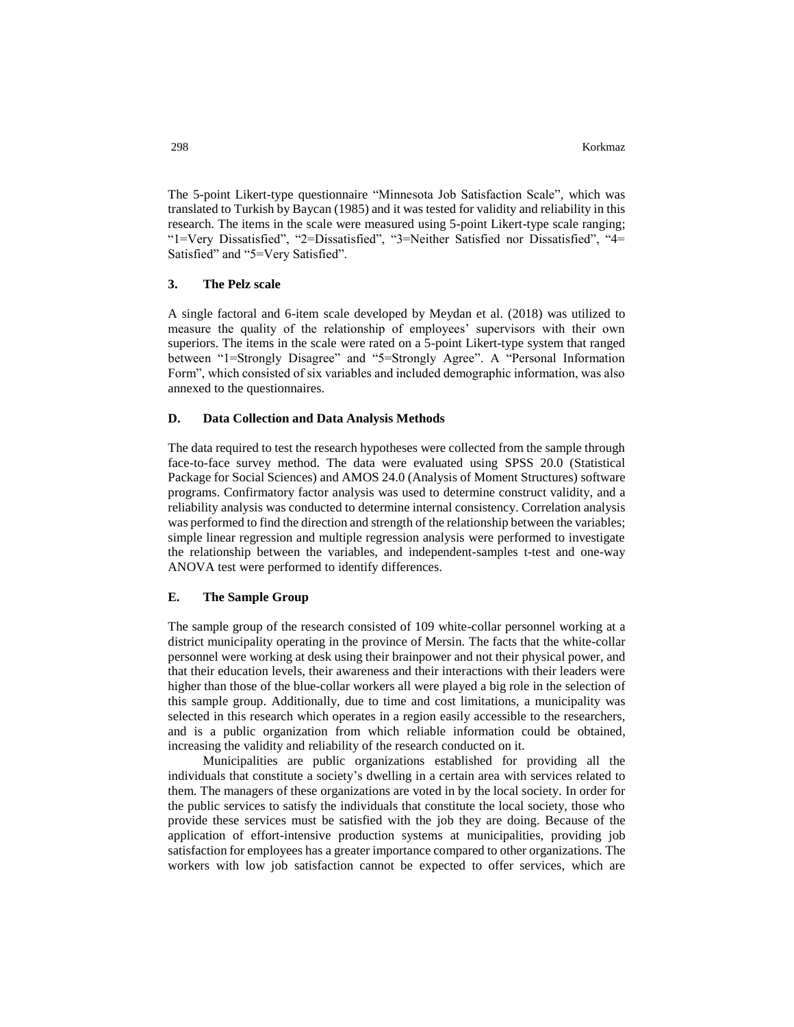The 5-point Likert-type questionnaire "Minnesota Job Satisfaction Scale", which was translated to Turkish by Baycan (1985) and it was tested for validity and reliability in this research. The items in the scale were measured using 5-point Likert-type scale ranging; "1=Very Dissatisfied", "2=Dissatisfied", "3=Neither Satisfied nor Dissatisfied", "4= Satisfied" and "5=Very Satisfied".

### 3. The Pelz scale

A single factoral and 6-item scale developed by Meydan et al. (2018) was utilized to measure the quality of the relationship of employees' supervisors with their own superiors. The items in the scale were rated on a 5-point Likert-type system that ranged between "1=Strongly Disagree" and "5=Strongly Agree". A "Personal Information Form", which consisted of six variables and included demographic information, was also annexed to the questionnaires.

## D. Data Collection and Data Analysis Methods

The data required to test the research hypotheses were collected from the sample through face-to-face survey method. The data were evaluated using SPSS 20.0 (Statistical Package for Social Sciences) and AMOS 24.0 (Analysis of Moment Structures) software programs. Confirmatory factor analysis was used to determine construct validity, and a reliability analysis was conducted to determine internal consistency. Correlation analysis was performed to find the direction and strength of the relationship between the variables; simple linear regression and multiple regression analysis were performed to investigate the relationship between the variables, and independent-samples t-test and one-way ANOVA test were performed to identify differences.

## E. The Sample Group

The sample group of the research consisted of 109 white-collar personnel working at a district municipality operating in the province of Mersin. The facts that the white-collar personnel were working at desk using their brainpower and not their physical power, and that their education levels, their awareness and their interactions with their leaders were higher than those of the blue-collar workers all were played a big role in the selection of this sample group. Additionally, due to time and cost limitations, a municipality was selected in this research which operates in a region easily accessible to the researchers, and is a public organization from which reliable information could be obtained, increasing the validity and reliability of the research conducted on it.

Municipalities are public organizations established for providing all the individuals that constitute a society's dwelling in a certain area with services related to them. The managers of these organizations are voted in by the local society. In order for the public services to satisfy the individuals that constitute the local society, those who provide these services must be satisfied with the job they are doing. Because of the application of effort-intensive production systems at municipalities, providing job satisfaction for employees has a greater importance compared to other organizations. The workers with low job satisfaction cannot be expected to offer services, which are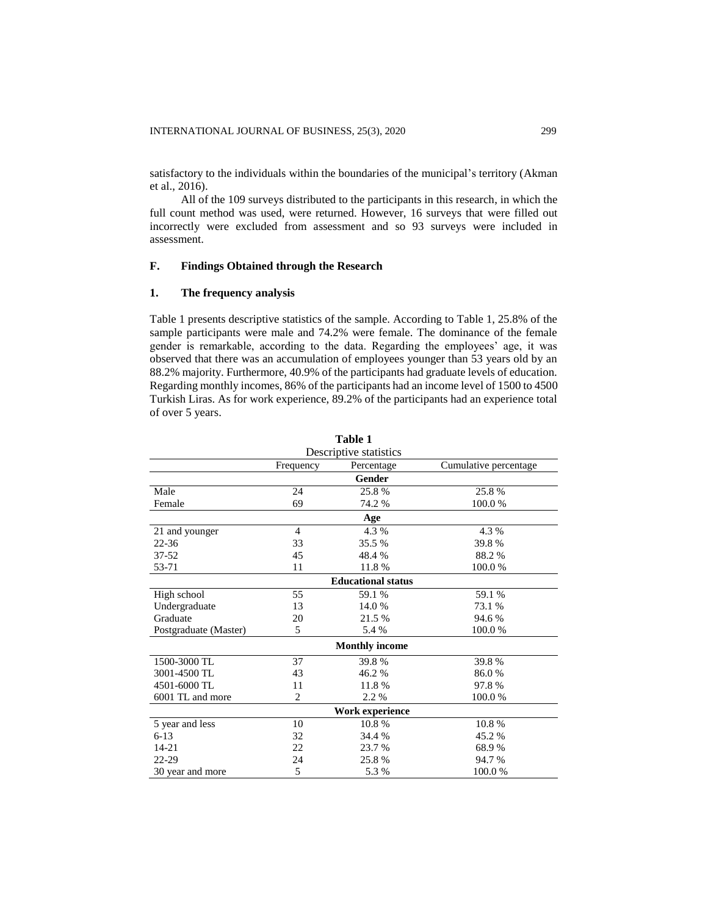satisfactory to the individuals within the boundaries of the municipal's territory (Akman et al., 2016).

All of the 109 surveys distributed to the participants in this research, in which the full count method was used, were returned. However, 16 surveys that were filled out incorrectly were excluded from assessment and so 93 surveys were included in assessment.

## F. Findings Obtained through the Research

### 1. The frequency analysis

Table 1 presents descriptive statistics of the sample. According to Table 1, 25.8% of the sample participants were male and 74.2% were female. The dominance of the female gender is remarkable, according to the data. Regarding the employees' age, it was observed that there was an accumulation of employees younger than 53 years old by an 88.2% majority. Furthermore, 40.9% of the participants had graduate levels of education. Regarding monthly incomes, 86% of the participants had an income level of 1500 to 4500 Turkish Liras. As for work experience, 89.2% of the participants had an experience total of over 5 years.

**Table 1**
Descriptive statistics

| | Frequency | Percentage | Cumulative percentage |
|---|---|---|---|
| **Gender** | | | |
| Male | 24 | 25.8 % | 25.8 % |
| Female | 69 | 74.2 % | 100.0 % |
| **Age** | | | |
| 21 and younger | 4 | 4.3 % | 4.3 % |
| 22-36 | 33 | 35.5 % | 39.8 % |
| 37-52 | 45 | 48.4 % | 88.2 % |
| 53-71 | 11 | 11.8 % | 100.0 % |
| **Educational status** | | | |
| High school | 55 | 59.1 % | 59.1 % |
| Undergraduate | 13 | 14.0 % | 73.1 % |
| Graduate | 20 | 21.5 % | 94.6 % |
| Postgraduate (Master) | 5 | 5.4 % | 100.0 % |
| **Monthly income** | | | |
| 1500-3000 TL | 37 | 39.8 % | 39.8 % |
| 3001-4500 TL | 43 | 46.2 % | 86.0 % |
| 4501-6000 TL | 11 | 11.8 % | 97.8 % |
| 6001 TL and more | 2 | 2.2 % | 100.0 % |
| **Work experience** | | | |
| 5 year and less | 10 | 10.8 % | 10.8 % |
| 6-13 | 32 | 34.4 % | 45.2 % |
| 14-21 | 22 | 23.7 % | 68.9 % |
| 22-29 | 24 | 25.8 % | 94.7 % |
| 30 year and more | 5 | 5.3 % | 100.0 % |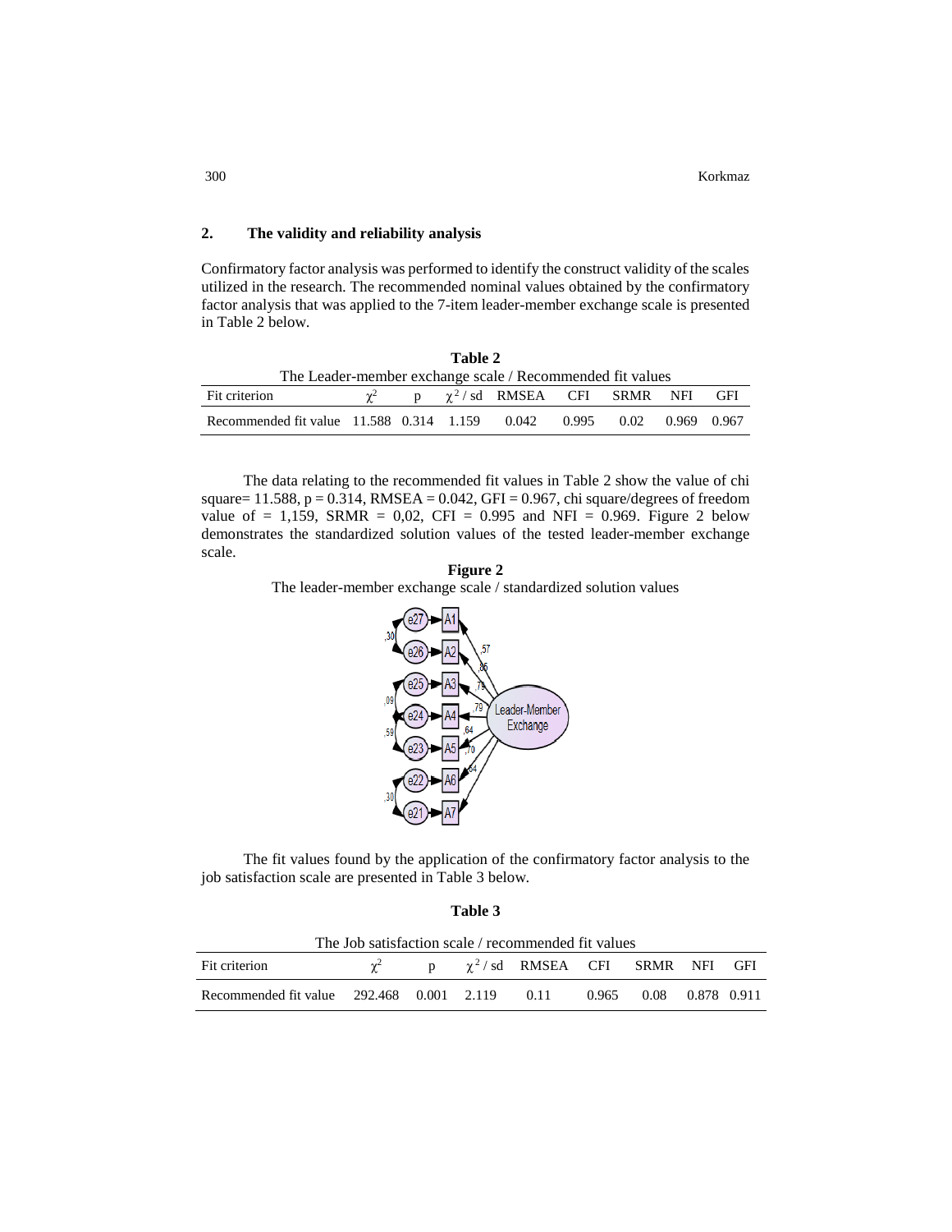## 2. The validity and reliability analysis

Confirmatory factor analysis was performed to identify the construct validity of the scales utilized in the research. The recommended nominal values obtained by the confirmatory factor analysis that was applied to the 7-item leader-member exchange scale is presented in Table 2 below.

**Table 2**

The Leader-member exchange scale / Recommended fit values

| Fit criterion | $\chi^2$ | p | $\chi^2$ / sd | RMSEA | CFI | SRMR | NFI | GFI |
|---|---|---|---|---|---|---|---|---|
| Recommended fit value | 11.588 | 0.314 | 1.159 | 0.042 | 0.995 | 0.02 | 0.969 | 0.967 |

The data relating to the recommended fit values in Table 2 show the value of chi square= 11.588, p = 0.314, RMSEA = 0.042, GFI = 0.967, chi square/degrees of freedom value of = 1,159, SRMR = 0,02, CFI = 0.995 and NFI = 0.969. Figure 2 below demonstrates the standardized solution values of the tested leader-member exchange scale.

**Figure 2**

The leader-member exchange scale / standardized solution values

The fit values found by the application of the confirmatory factor analysis to the job satisfaction scale are presented in Table 3 below.

**Table 3**

The Job satisfaction scale / recommended fit values

| Fit criterion | $\chi^2$ | p | $\chi^2$ / sd | RMSEA | CFI | SRMR | NFI | GFI |
|---|---|---|---|---|---|---|---|---|
| Recommended fit value | 292.468 | 0.001 | 2.119 | 0.11 | 0.965 | 0.08 | 0.878 | 0.911 |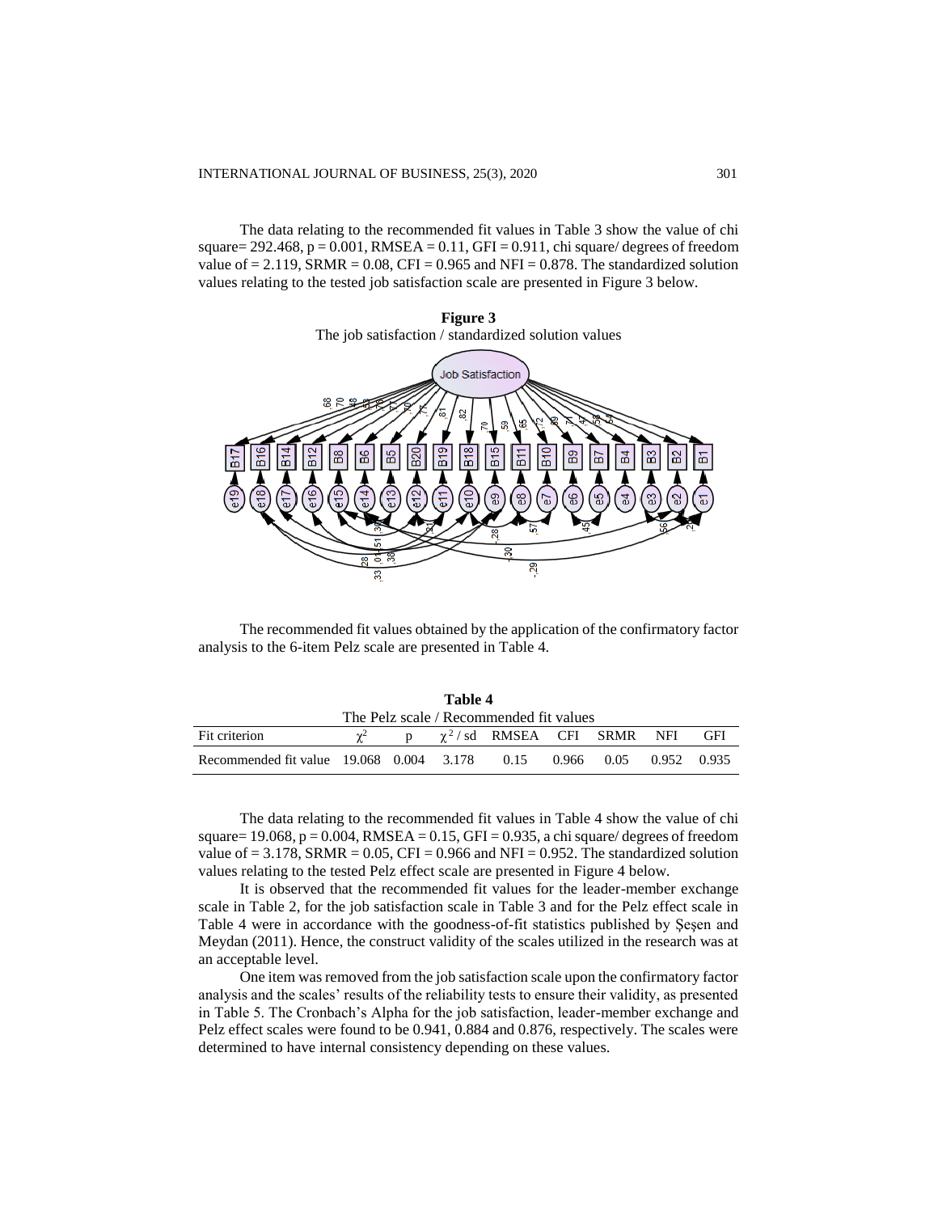The data relating to the recommended fit values in Table 3 show the value of chi square= 292.468, p = 0.001, RMSEA = 0.11, GFI = 0.911, chi square/ degrees of freedom value of = 2.119, SRMR = 0.08, CFI = 0.965 and NFI = 0.878. The standardized solution values relating to the tested job satisfaction scale are presented in Figure 3 below.

**Figure 3**
The job satisfaction / standardized solution values

The recommended fit values obtained by the application of the confirmatory factor analysis to the 6-item Pelz scale are presented in Table 4.

**Table 4**
The Pelz scale / Recommended fit values

| Fit criterion | $\chi^2$ | p | $\chi^2$ / sd | RMSEA | CFI | SRMR | NFI | GFI |
|---|---|---|---|---|---|---|---|---|
| Recommended fit value | 19.068 | 0.004 | 3.178 | 0.15 | 0.966 | 0.05 | 0.952 | 0.935 |

The data relating to the recommended fit values in Table 4 show the value of chi square= 19.068, p = 0.004, RMSEA = 0.15, GFI = 0.935, a chi square/ degrees of freedom value of = 3.178, SRMR = 0.05, CFI = 0.966 and NFI = 0.952. The standardized solution values relating to the tested Pelz effect scale are presented in Figure 4 below.

It is observed that the recommended fit values for the leader-member exchange scale in Table 2, for the job satisfaction scale in Table 3 and for the Pelz effect scale in Table 4 were in accordance with the goodness-of-fit statistics published by Şeşen and Meydan (2011). Hence, the construct validity of the scales utilized in the research was at an acceptable level.

One item was removed from the job satisfaction scale upon the confirmatory factor analysis and the scales' results of the reliability tests to ensure their validity, as presented in Table 5. The Cronbach's Alpha for the job satisfaction, leader-member exchange and Pelz effect scales were found to be 0.941, 0.884 and 0.876, respectively. The scales were determined to have internal consistency depending on these values.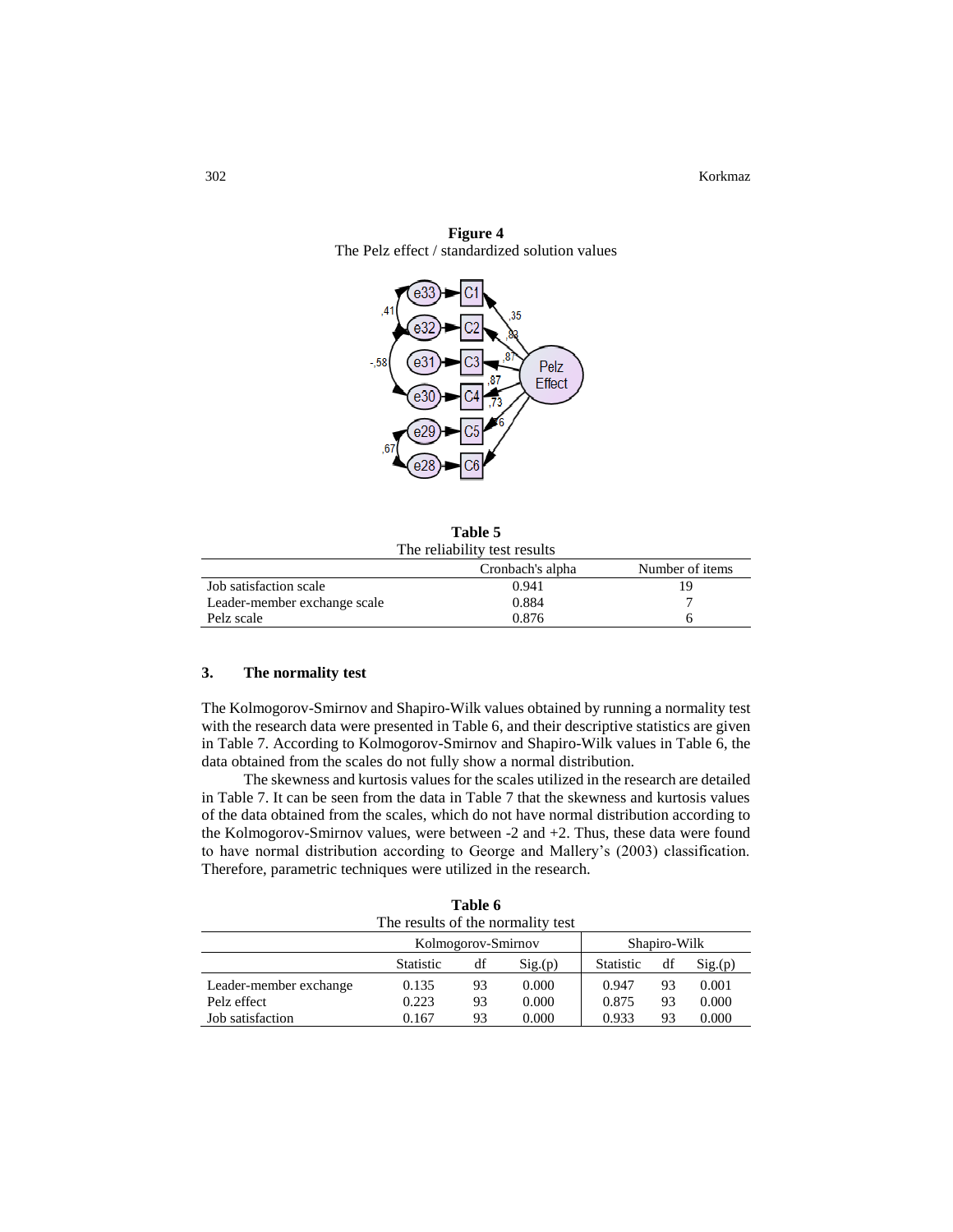**Figure 4**
The Pelz effect / standardized solution values

**Table 5**
The reliability test results

| | Cronbach's alpha | Number of items |
|---|---|---|
| Job satisfaction scale | 0.941 | 19 |
| Leader-member exchange scale | 0.884 | 7 |
| Pelz scale | 0.876 | 6 |

## 3. The normality test

The Kolmogorov-Smirnov and Shapiro-Wilk values obtained by running a normality test with the research data were presented in Table 6, and their descriptive statistics are given in Table 7. According to Kolmogorov-Smirnov and Shapiro-Wilk values in Table 6, the data obtained from the scales do not fully show a normal distribution.

The skewness and kurtosis values for the scales utilized in the research are detailed in Table 7. It can be seen from the data in Table 7 that the skewness and kurtosis values of the data obtained from the scales, which do not have normal distribution according to the Kolmogorov-Smirnov values, were between -2 and +2. Thus, these data were found to have normal distribution according to George and Mallery's (2003) classification. Therefore, parametric techniques were utilized in the research.

**Table 6**
The results of the normality test

| | Kolmogorov-Smirnov | | | Shapiro-Wilk | | |
|---|---|---|---|---|---|---|
| | Statistic | df | Sig.(p) | Statistic | df | Sig.(p) |
| Leader-member exchange | 0.135 | 93 | 0.000 | 0.947 | 93 | 0.001 |
| Pelz effect | 0.223 | 93 | 0.000 | 0.875 | 93 | 0.000 |
| Job satisfaction | 0.167 | 93 | 0.000 | 0.933 | 93 | 0.000 |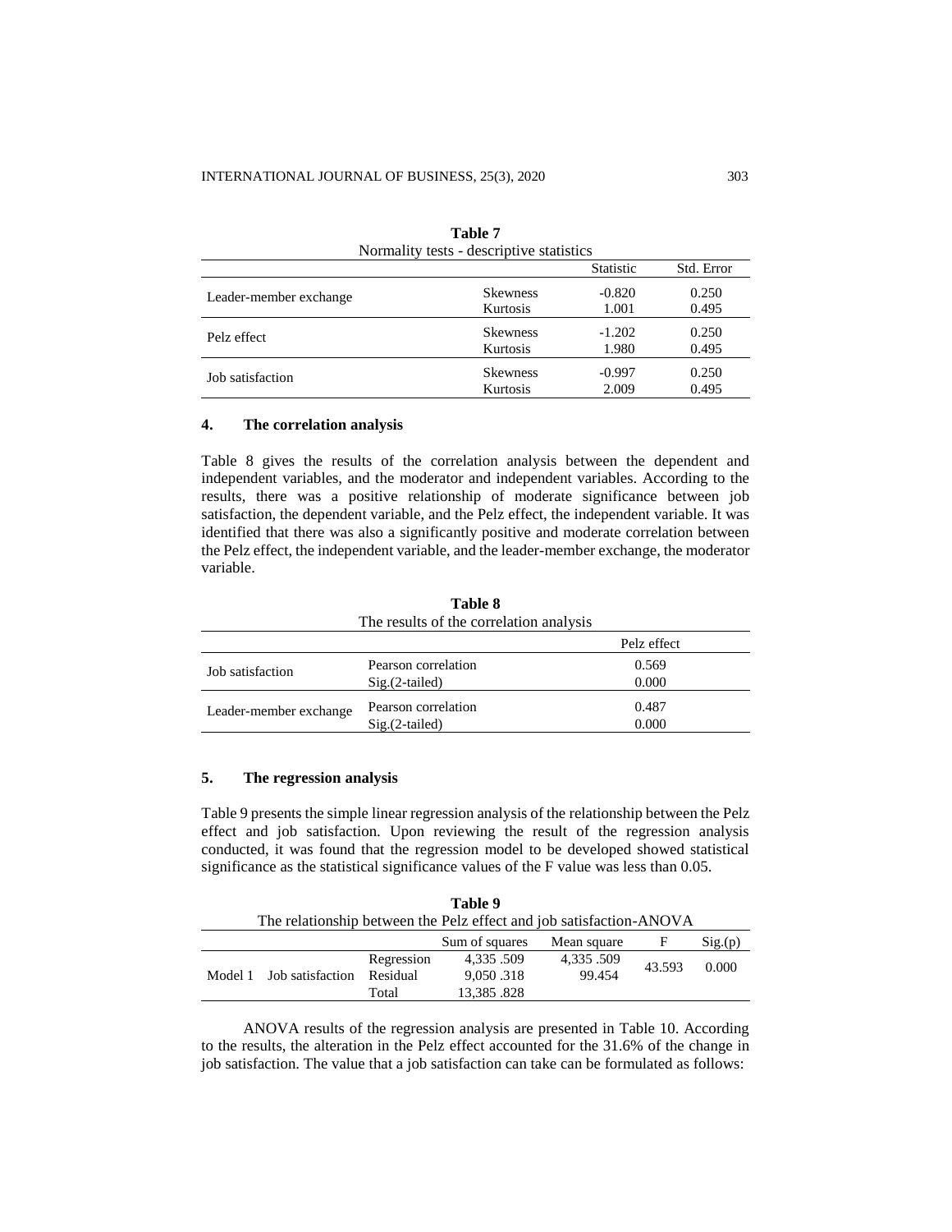**Table 7**
Normality tests - descriptive statistics

| | | Statistic | Std. Error |
|---|---|---|---|
| Leader-member exchange | Skewness | -0.820 | 0.250 |
| | Kurtosis | 1.001 | 0.495 |
| Pelz effect | Skewness | -1.202 | 0.250 |
| | Kurtosis | 1.980 | 0.495 |
| Job satisfaction | Skewness | -0.997 | 0.250 |
| | Kurtosis | 2.009 | 0.495 |

## 4. The correlation analysis

Table 8 gives the results of the correlation analysis between the dependent and independent variables, and the moderator and independent variables. According to the results, there was a positive relationship of moderate significance between job satisfaction, the dependent variable, and the Pelz effect, the independent variable. It was identified that there was also a significantly positive and moderate correlation between the Pelz effect, the independent variable, and the leader-member exchange, the moderator variable.

**Table 8**
The results of the correlation analysis

| | | Pelz effect |
|---|---|---|
| Job satisfaction | Pearson correlation | 0.569 |
| | Sig.(2-tailed) | 0.000 |
| Leader-member exchange | Pearson correlation | 0.487 |
| | Sig.(2-tailed) | 0.000 |

## 5. The regression analysis

Table 9 presents the simple linear regression analysis of the relationship between the Pelz effect and job satisfaction. Upon reviewing the result of the regression analysis conducted, it was found that the regression model to be developed showed statistical significance as the statistical significance values of the F value was less than 0.05.

**Table 9**
The relationship between the Pelz effect and job satisfaction-ANOVA

| | | | Sum of squares | Mean square | F | Sig.(p) |
|---|---|---|---|---|---|---|
| Model 1 | Job satisfaction | Regression | 4,335 .509 | 4,335 .509 | 43.593 | 0.000 |
| | | Residual | 9,050 .318 | 99.454 | | |
| | | Total | 13,385 .828 | | | |

ANOVA results of the regression analysis are presented in Table 10. According to the results, the alteration in the Pelz effect accounted for the 31.6% of the change in job satisfaction. The value that a job satisfaction can take can be formulated as follows: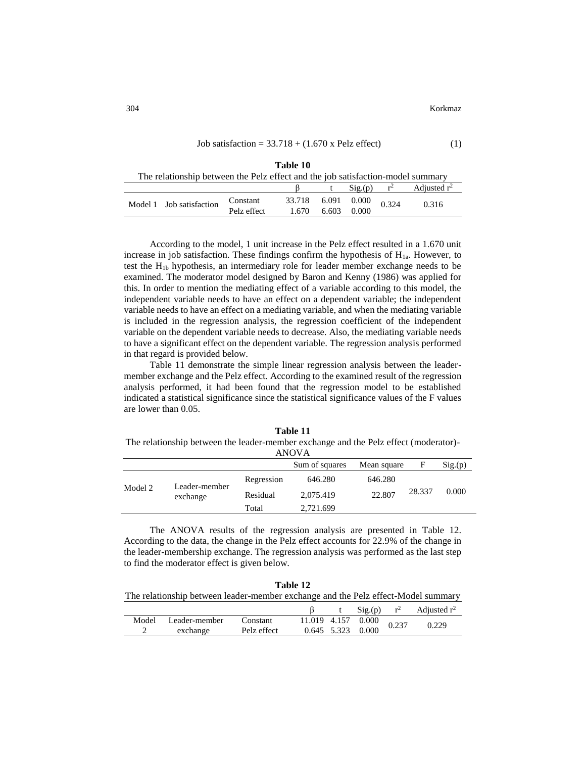$$\text{Job satisfaction} = 33.718 + (1.670 \times \text{Pelz effect}) \tag{1}$$

**Table 10**
The relationship between the Pelz effect and the job satisfaction-model summary

| | | | β | t | Sig.(p) | $r^2$ | Adjusted $r^2$ |
|---|---|---|---|---|---|---|---|
| Model 1 | Job satisfaction | Constant | 33.718 | 6.091 | 0.000 | 0.324 | 0.316 |
| | | Pelz effect | 1.670 | 6.603 | 0.000 | | |

According to the model, 1 unit increase in the Pelz effect resulted in a 1.670 unit increase in job satisfaction. These findings confirm the hypothesis of $H_{1a}$. However, to test the $H_{1b}$ hypothesis, an intermediary role for leader member exchange needs to be examined. The moderator model designed by Baron and Kenny (1986) was applied for this. In order to mention the mediating effect of a variable according to this model, the independent variable needs to have an effect on a dependent variable; the independent variable needs to have an effect on a mediating variable, and when the mediating variable is included in the regression analysis, the regression coefficient of the independent variable on the dependent variable needs to decrease. Also, the mediating variable needs to have a significant effect on the dependent variable. The regression analysis performed in that regard is provided below.

Table 11 demonstrate the simple linear regression analysis between the leader-member exchange and the Pelz effect. According to the examined result of the regression analysis performed, it had been found that the regression model to be established indicated a statistical significance since the statistical significance values of the F values are lower than 0.05.

**Table 11**
The relationship between the leader-member exchange and the Pelz effect (moderator)-ANOVA

| | | | Sum of squares | Mean square | F | Sig.(p) |
|---|---|---|---|---|---|---|
| Model 2 | Leader-member exchange | Regression | 646.280 | 646.280 | 28.337 | 0.000 |
| | | Residual | 2,075.419 | 22.807 | | |
| | | Total | 2,721.699 | | | |

The ANOVA results of the regression analysis are presented in Table 12. According to the data, the change in the Pelz effect accounts for 22.9% of the change in the leader-membership exchange. The regression analysis was performed as the last step to find the moderator effect is given below.

**Table 12**
The relationship between leader-member exchange and the Pelz effect-Model summary

| | | | β | t | Sig.(p) | $r^2$ | Adjusted $r^2$ |
|---|---|---|---|---|---|---|---|
| Model 2 | Leader-member exchange | Constant | 11.019 | 4.157 | 0.000 | 0.237 | 0.229 |
| | | Pelz effect | 0.645 | 5.323 | 0.000 | | |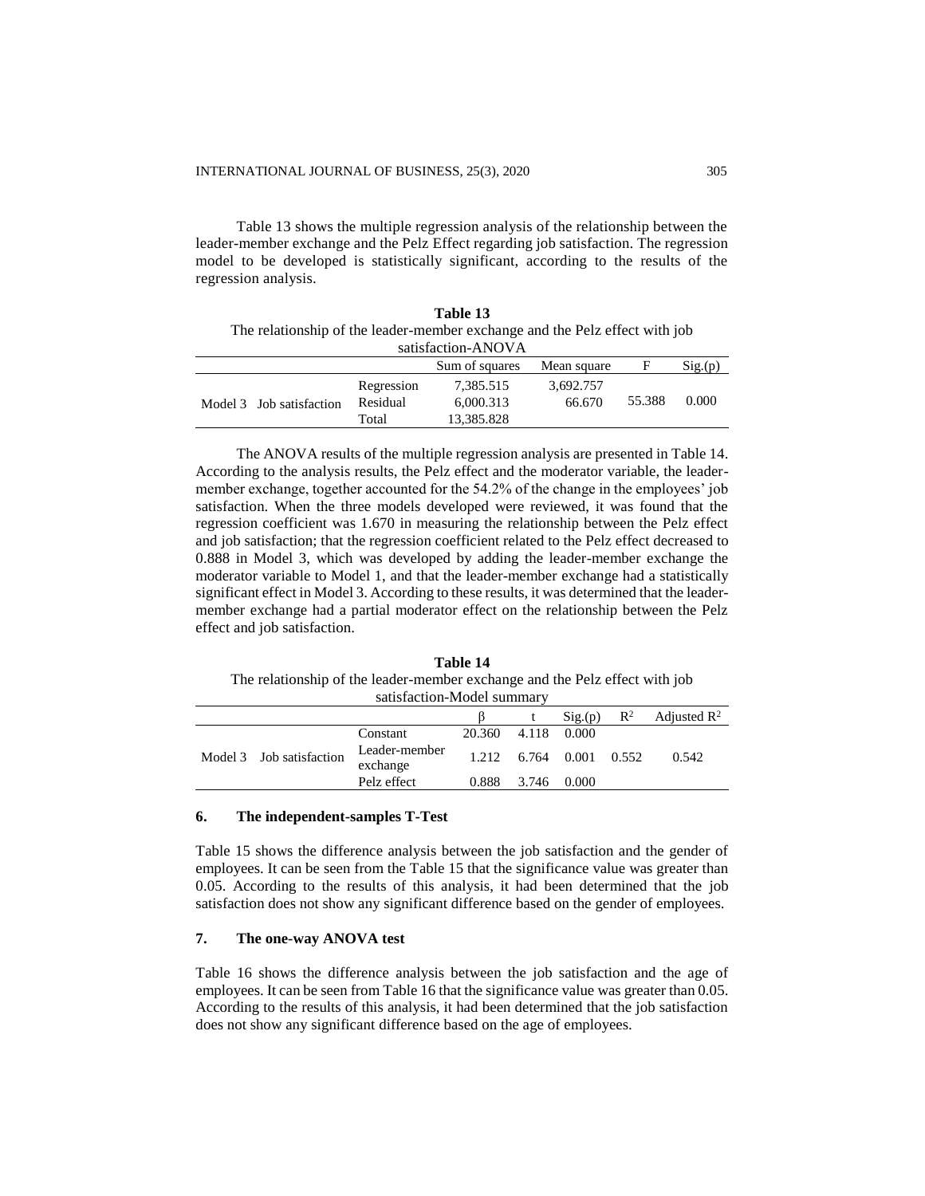Table 13 shows the multiple regression analysis of the relationship between the leader-member exchange and the Pelz Effect regarding job satisfaction. The regression model to be developed is statistically significant, according to the results of the regression analysis.

**Table 13**

The relationship of the leader-member exchange and the Pelz effect with job satisfaction-ANOVA

| | | | Sum of squares | Mean square | F | Sig.(p) |
|---|---|---|---|---|---|---|
| Model 3 | Job satisfaction | Regression | 7,385.515 | 3,692.757 | 55.388 | 0.000 |
| | | Residual | 6,000.313 | 66.670 | | |
| | | Total | 13,385.828 | | | |

The ANOVA results of the multiple regression analysis are presented in Table 14. According to the analysis results, the Pelz effect and the moderator variable, the leader-member exchange, together accounted for the 54.2% of the change in the employees' job satisfaction. When the three models developed were reviewed, it was found that the regression coefficient was 1.670 in measuring the relationship between the Pelz effect and job satisfaction; that the regression coefficient related to the Pelz effect decreased to 0.888 in Model 3, which was developed by adding the leader-member exchange the moderator variable to Model 1, and that the leader-member exchange had a statistically significant effect in Model 3. According to these results, it was determined that the leader-member exchange had a partial moderator effect on the relationship between the Pelz effect and job satisfaction.

**Table 14**

The relationship of the leader-member exchange and the Pelz effect with job satisfaction-Model summary

| | | | $\beta$ | t | Sig.(p) | $R^2$ | Adjusted $R^2$ |
|---|---|---|---|---|---|---|---|
| Model 3 | Job satisfaction | Constant | 20.360 | 4.118 | 0.000 | 0.552 | 0.542 |
| | | Leader-member exchange | 1.212 | 6.764 | 0.001 | | |
| | | Pelz effect | 0.888 | 3.746 | 0.000 | | |

## 6. The independent-samples T-Test

Table 15 shows the difference analysis between the job satisfaction and the gender of employees. It can be seen from the Table 15 that the significance value was greater than 0.05. According to the results of this analysis, it had been determined that the job satisfaction does not show any significant difference based on the gender of employees.

## 7. The one-way ANOVA test

Table 16 shows the difference analysis between the job satisfaction and the age of employees. It can be seen from Table 16 that the significance value was greater than 0.05. According to the results of this analysis, it had been determined that the job satisfaction does not show any significant difference based on the age of employees.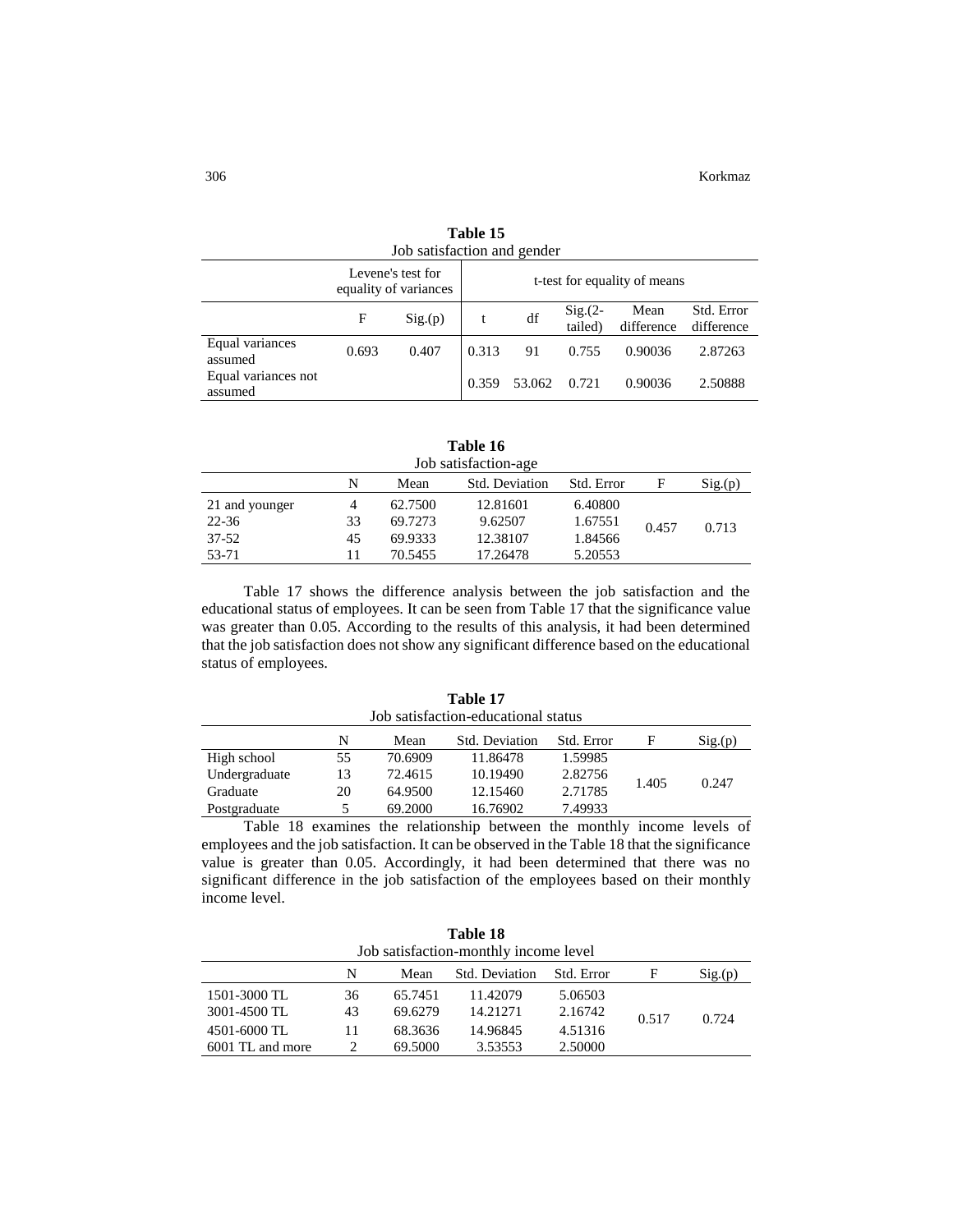**Table 15**
Job satisfaction and gender

| | Levene's test for equality of variances | | t-test for equality of means | | | | |
|---|---|---|---|---|---|---|---|
| | F | Sig.(p) | t | df | Sig.(2-tailed) | Mean difference | Std. Error difference |
| Equal variances assumed | 0.693 | 0.407 | 0.313 | 91 | 0.755 | 0.90036 | 2.87263 |
| Equal variances not assumed | | | 0.359 | 53.062 | 0.721 | 0.90036 | 2.50888 |

**Table 16**
Job satisfaction-age

| | N | Mean | Std. Deviation | Std. Error | F | Sig.(p) |
|---|---|---|---|---|---|---|
| 21 and younger | 4 | 62.7500 | 12.81601 | 6.40800 | 0.457 | 0.713 |
| 22-36 | 33 | 69.7273 | 9.62507 | 1.67551 | | |
| 37-52 | 45 | 69.9333 | 12.38107 | 1.84566 | | |
| 53-71 | 11 | 70.5455 | 17.26478 | 5.20553 | | |

Table 17 shows the difference analysis between the job satisfaction and the educational status of employees. It can be seen from Table 17 that the significance value was greater than 0.05. According to the results of this analysis, it had been determined that the job satisfaction does not show any significant difference based on the educational status of employees.

**Table 17**
Job satisfaction-educational status

| | N | Mean | Std. Deviation | Std. Error | F | Sig.(p) |
|---|---|---|---|---|---|---|
| High school | 55 | 70.6909 | 11.86478 | 1.59985 | 1.405 | 0.247 |
| Undergraduate | 13 | 72.4615 | 10.19490 | 2.82756 | | |
| Graduate | 20 | 64.9500 | 12.15460 | 2.71785 | | |
| Postgraduate | 5 | 69.2000 | 16.76902 | 7.49933 | | |

Table 18 examines the relationship between the monthly income levels of employees and the job satisfaction. It can be observed in the Table 18 that the significance value is greater than 0.05. Accordingly, it had been determined that there was no significant difference in the job satisfaction of the employees based on their monthly income level.

**Table 18**
Job satisfaction-monthly income level

| | N | Mean | Std. Deviation | Std. Error | F | Sig.(p) |
|---|---|---|---|---|---|---|
| 1501-3000 TL | 36 | 65.7451 | 11.42079 | 5.06503 | 0.517 | 0.724 |
| 3001-4500 TL | 43 | 69.6279 | 14.21271 | 2.16742 | | |
| 4501-6000 TL | 11 | 68.3636 | 14.96845 | 4.51316 | | |
| 6001 TL and more | 2 | 69.5000 | 3.53553 | 2.50000 | | |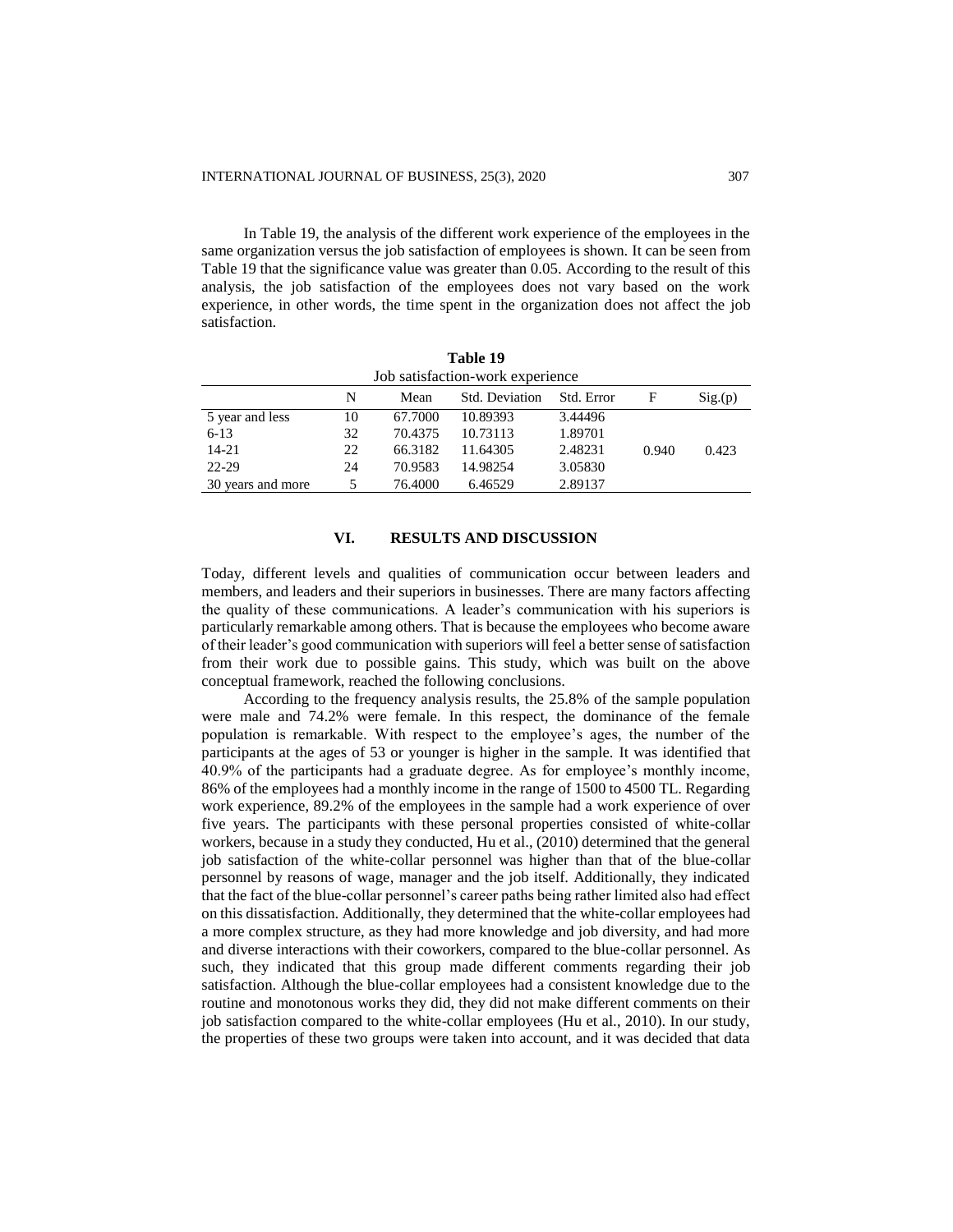In Table 19, the analysis of the different work experience of the employees in the same organization versus the job satisfaction of employees is shown. It can be seen from Table 19 that the significance value was greater than 0.05. According to the result of this analysis, the job satisfaction of the employees does not vary based on the work experience, in other words, the time spent in the organization does not affect the job satisfaction.

**Table 19**
Job satisfaction-work experience

| | N | Mean | Std. Deviation | Std. Error | F | Sig.(p) |
|---|---|---|---|---|---|---|
| 5 year and less | 10 | 67.7000 | 10.89393 | 3.44496 | | |
| 6-13 | 32 | 70.4375 | 10.73113 | 1.89701 | | |
| 14-21 | 22 | 66.3182 | 11.64305 | 2.48231 | 0.940 | 0.423 |
| 22-29 | 24 | 70.9583 | 14.98254 | 3.05830 | | |
| 30 years and more | 5 | 76.4000 | 6.46529 | 2.89137 | | |

## VI. RESULTS AND DISCUSSION

Today, different levels and qualities of communication occur between leaders and members, and leaders and their superiors in businesses. There are many factors affecting the quality of these communications. A leader's communication with his superiors is particularly remarkable among others. That is because the employees who become aware of their leader's good communication with superiors will feel a better sense of satisfaction from their work due to possible gains. This study, which was built on the above conceptual framework, reached the following conclusions.

According to the frequency analysis results, the 25.8% of the sample population were male and 74.2% were female. In this respect, the dominance of the female population is remarkable. With respect to the employee's ages, the number of the participants at the ages of 53 or younger is higher in the sample. It was identified that 40.9% of the participants had a graduate degree. As for employee's monthly income, 86% of the employees had a monthly income in the range of 1500 to 4500 TL. Regarding work experience, 89.2% of the employees in the sample had a work experience of over five years. The participants with these personal properties consisted of white-collar workers, because in a study they conducted, Hu et al., (2010) determined that the general job satisfaction of the white-collar personnel was higher than that of the blue-collar personnel by reasons of wage, manager and the job itself. Additionally, they indicated that the fact of the blue-collar personnel's career paths being rather limited also had effect on this dissatisfaction. Additionally, they determined that the white-collar employees had a more complex structure, as they had more knowledge and job diversity, and had more and diverse interactions with their coworkers, compared to the blue-collar personnel. As such, they indicated that this group made different comments regarding their job satisfaction. Although the blue-collar employees had a consistent knowledge due to the routine and monotonous works they did, they did not make different comments on their job satisfaction compared to the white-collar employees (Hu et al., 2010). In our study, the properties of these two groups were taken into account, and it was decided that data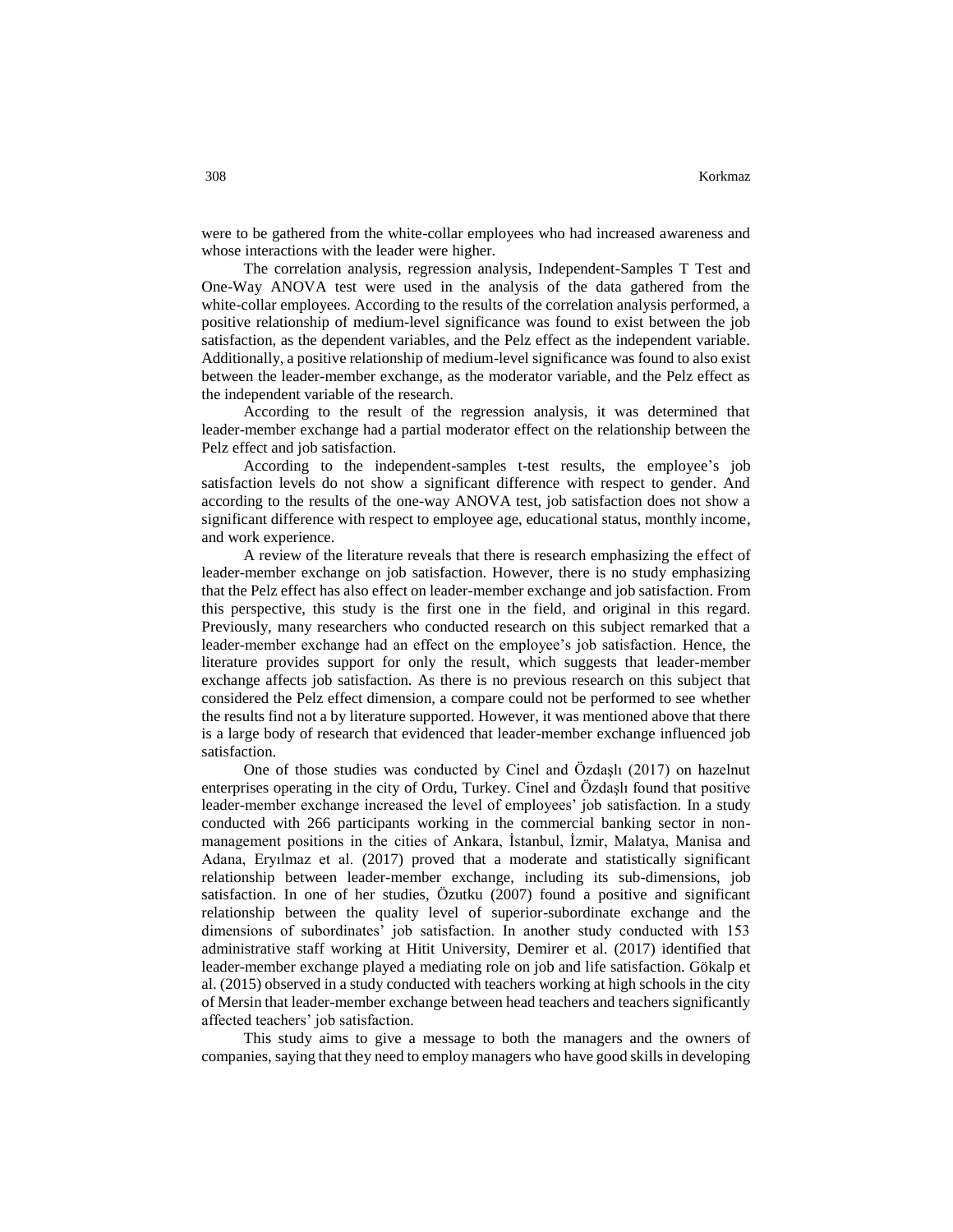were to be gathered from the white-collar employees who had increased awareness and whose interactions with the leader were higher.

The correlation analysis, regression analysis, Independent-Samples T Test and One-Way ANOVA test were used in the analysis of the data gathered from the white-collar employees. According to the results of the correlation analysis performed, a positive relationship of medium-level significance was found to exist between the job satisfaction, as the dependent variables, and the Pelz effect as the independent variable. Additionally, a positive relationship of medium-level significance was found to also exist between the leader-member exchange, as the moderator variable, and the Pelz effect as the independent variable of the research.

According to the result of the regression analysis, it was determined that leader-member exchange had a partial moderator effect on the relationship between the Pelz effect and job satisfaction.

According to the independent-samples t-test results, the employee's job satisfaction levels do not show a significant difference with respect to gender. And according to the results of the one-way ANOVA test, job satisfaction does not show a significant difference with respect to employee age, educational status, monthly income, and work experience.

A review of the literature reveals that there is research emphasizing the effect of leader-member exchange on job satisfaction. However, there is no study emphasizing that the Pelz effect has also effect on leader-member exchange and job satisfaction. From this perspective, this study is the first one in the field, and original in this regard. Previously, many researchers who conducted research on this subject remarked that a leader-member exchange had an effect on the employee's job satisfaction. Hence, the literature provides support for only the result, which suggests that leader-member exchange affects job satisfaction. As there is no previous research on this subject that considered the Pelz effect dimension, a compare could not be performed to see whether the results find not a by literature supported. However, it was mentioned above that there is a large body of research that evidenced that leader-member exchange influenced job satisfaction.

One of those studies was conducted by Cinel and Özdaşlı (2017) on hazelnut enterprises operating in the city of Ordu, Turkey. Cinel and Özdaşlı found that positive leader-member exchange increased the level of employees' job satisfaction. In a study conducted with 266 participants working in the commercial banking sector in non-management positions in the cities of Ankara, İstanbul, İzmir, Malatya, Manisa and Adana, Eryılmaz et al. (2017) proved that a moderate and statistically significant relationship between leader-member exchange, including its sub-dimensions, job satisfaction. In one of her studies, Özutku (2007) found a positive and significant relationship between the quality level of superior-subordinate exchange and the dimensions of subordinates' job satisfaction. In another study conducted with 153 administrative staff working at Hitit University, Demirer et al. (2017) identified that leader-member exchange played a mediating role on job and life satisfaction. Gökalp et al. (2015) observed in a study conducted with teachers working at high schools in the city of Mersin that leader-member exchange between head teachers and teachers significantly affected teachers' job satisfaction.

This study aims to give a message to both the managers and the owners of companies, saying that they need to employ managers who have good skills in developing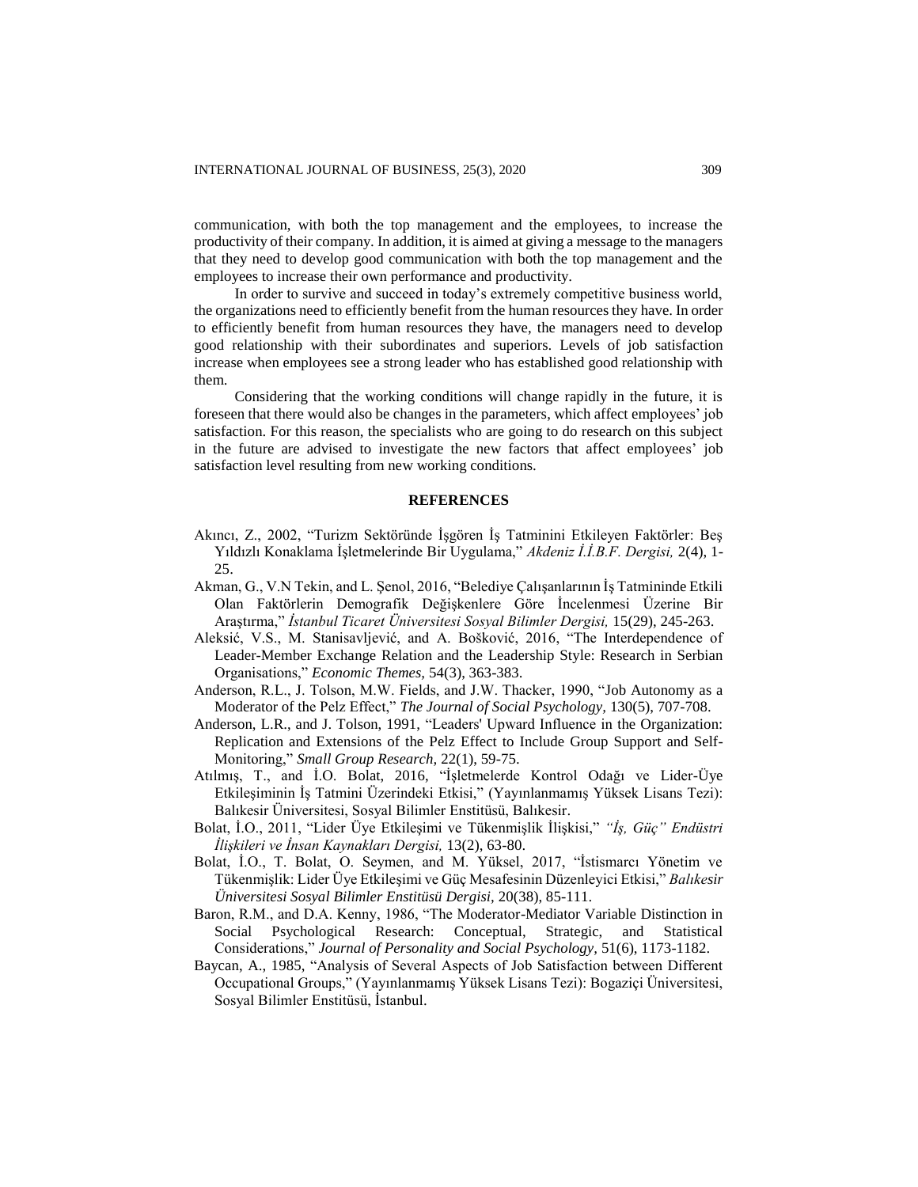communication, with both the top management and the employees, to increase the productivity of their company. In addition, it is aimed at giving a message to the managers that they need to develop good communication with both the top management and the employees to increase their own performance and productivity.

In order to survive and succeed in today's extremely competitive business world, the organizations need to efficiently benefit from the human resources they have. In order to efficiently benefit from human resources they have, the managers need to develop good relationship with their subordinates and superiors. Levels of job satisfaction increase when employees see a strong leader who has established good relationship with them.

Considering that the working conditions will change rapidly in the future, it is foreseen that there would also be changes in the parameters, which affect employees' job satisfaction. For this reason, the specialists who are going to do research on this subject in the future are advised to investigate the new factors that affect employees' job satisfaction level resulting from new working conditions.

## REFERENCES

Akıncı, Z., 2002, "Turizm Sektöründe İşgören İş Tatminini Etkileyen Faktörler: Beş Yıldızlı Konaklama İşletmelerinde Bir Uygulama," *Akdeniz İ.İ.B.F. Dergisi,* 2(4), 1-25.

Akman, G., V.N Tekin, and L. Şenol, 2016, "Belediye Çalışanlarının İş Tatmininde Etkili Olan Faktörlerin Demografik Değişkenlere Göre İncelenmesi Üzerine Bir Araştırma," *İstanbul Ticaret Üniversitesi Sosyal Bilimler Dergisi,* 15(29), 245-263.

Aleksić, V.S., M. Stanisavljević, and A. Bošković, 2016, "The Interdependence of Leader-Member Exchange Relation and the Leadership Style: Research in Serbian Organisations," *Economic Themes,* 54(3), 363-383.

Anderson, R.L., J. Tolson, M.W. Fields, and J.W. Thacker, 1990, "Job Autonomy as a Moderator of the Pelz Effect," *The Journal of Social Psychology,* 130(5), 707-708.

Anderson, L.R., and J. Tolson, 1991, "Leaders' Upward Influence in the Organization: Replication and Extensions of the Pelz Effect to Include Group Support and Self-Monitoring," *Small Group Research,* 22(1), 59-75.

Atılmış, T., and İ.O. Bolat, 2016, "İşletmelerde Kontrol Odağı ve Lider-Üye Etkileşiminin İş Tatmini Üzerindeki Etkisi," (Yayınlanmamış Yüksek Lisans Tezi): Balıkesir Üniversitesi, Sosyal Bilimler Enstitüsü, Balıkesir.

Bolat, İ.O., 2011, "Lider Üye Etkileşimi ve Tükenmişlik İlişkisi," *"İş, Güç" Endüstri İlişkileri ve İnsan Kaynakları Dergisi,* 13(2), 63-80.

Bolat, İ.O., T. Bolat, O. Seymen, and M. Yüksel, 2017, "İstismarcı Yönetim ve Tükenmişlik: Lider Üye Etkileşimi ve Güç Mesafesinin Düzenleyici Etkisi," *Balıkesir Üniversitesi Sosyal Bilimler Enstitüsü Dergisi,* 20(38), 85-111.

Baron, R.M., and D.A. Kenny, 1986, "The Moderator-Mediator Variable Distinction in Social Psychological Research: Conceptual, Strategic, and Statistical Considerations," *Journal of Personality and Social Psychology,* 51(6), 1173-1182.

Baycan, A., 1985, "Analysis of Several Aspects of Job Satisfaction between Different Occupational Groups," (Yayınlanmamış Yüksek Lisans Tezi): Bogaziçi Üniversitesi, Sosyal Bilimler Enstitüsü, İstanbul.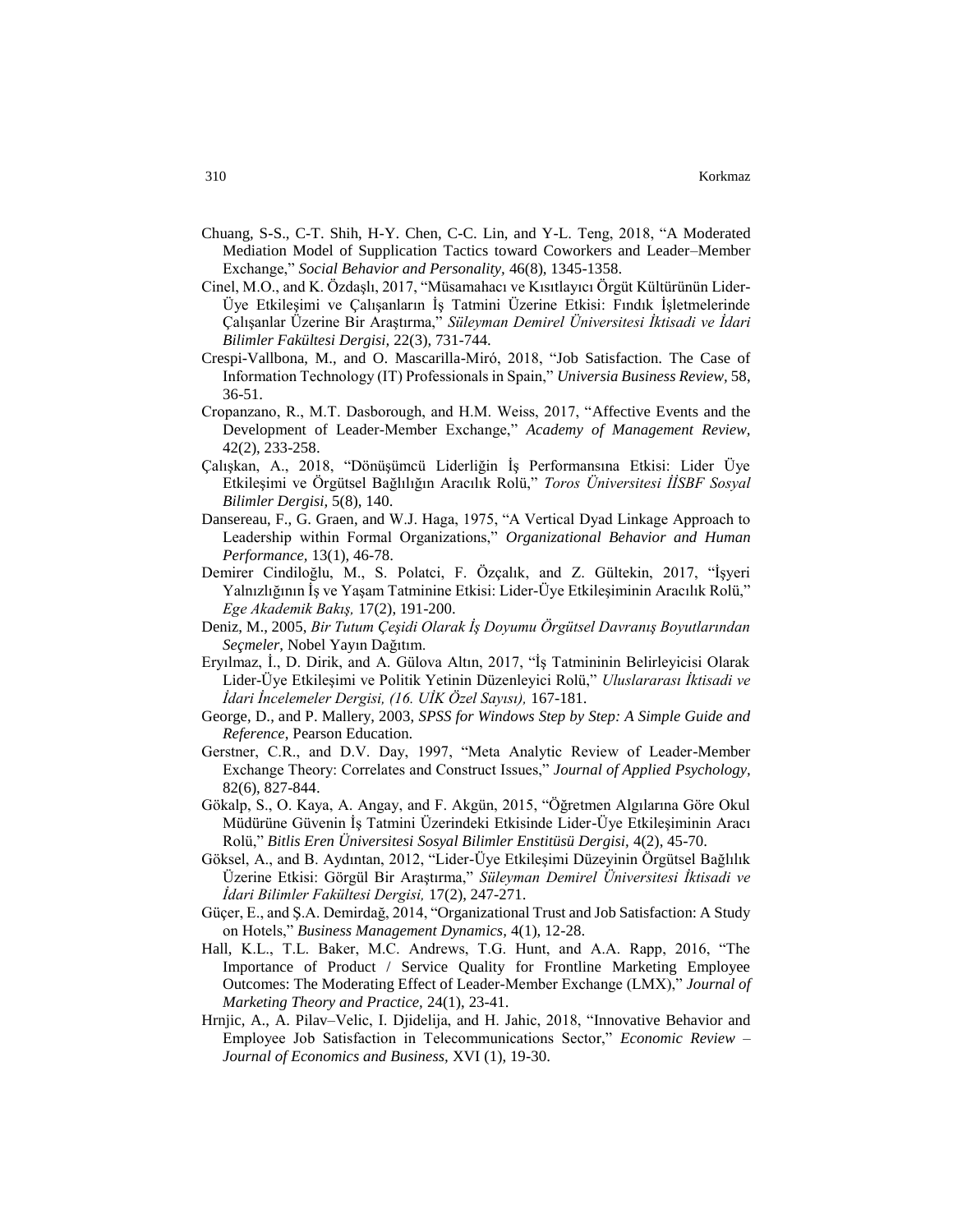Chuang, S-S., C-T. Shih, H-Y. Chen, C-C. Lin, and Y-L. Teng, 2018, "A Moderated Mediation Model of Supplication Tactics toward Coworkers and Leader–Member Exchange," *Social Behavior and Personality,* 46(8), 1345-1358.

Cinel, M.O., and K. Özdaşlı, 2017, "Müsamahacı ve Kısıtlayıcı Örgüt Kültürünün Lider-Üye Etkileşimi ve Çalışanların İş Tatmini Üzerine Etkisi: Fındık İşletmelerinde Çalışanlar Üzerine Bir Araştırma," *Süleyman Demirel Üniversitesi İktisadi ve İdari Bilimler Fakültesi Dergisi,* 22(3), 731-744.

Crespi-Vallbona, M., and O. Mascarilla-Miró, 2018, "Job Satisfaction. The Case of Information Technology (IT) Professionals in Spain," *Universia Business Review,* 58, 36-51.

Cropanzano, R., M.T. Dasborough, and H.M. Weiss, 2017, "Affective Events and the Development of Leader-Member Exchange," *Academy of Management Review,* 42(2), 233-258.

Çalışkan, A., 2018, "Dönüşümcü Liderliğin İş Performansına Etkisi: Lider Üye Etkileşimi ve Örgütsel Bağlılığın Aracılık Rolü," *Toros Üniversitesi İİSBF Sosyal Bilimler Dergisi,* 5(8), 140.

Dansereau, F., G. Graen, and W.J. Haga, 1975, "A Vertical Dyad Linkage Approach to Leadership within Formal Organizations," *Organizational Behavior and Human Performance,* 13(1), 46-78.

Demirer Cindiloğlu, M., S. Polatci, F. Özçalık, and Z. Gültekin, 2017, "İşyeri Yalnızlığının İş ve Yaşam Tatminine Etkisi: Lider-Üye Etkileşiminin Aracılık Rolü," *Ege Akademik Bakış,* 17(2), 191-200.

Deniz, M., 2005, *Bir Tutum Çeşidi Olarak İş Doyumu Örgütsel Davranış Boyutlarından Seçmeler,* Nobel Yayın Dağıtım.

Eryılmaz, İ., D. Dirik, and A. Gülova Altın, 2017, "İş Tatmininin Belirleyicisi Olarak Lider-Üye Etkileşimi ve Politik Yetinin Düzenleyici Rolü," *Uluslararası İktisadi ve İdari İncelemeler Dergisi, (16. UİK Özel Sayısı),* 167-181.

George, D., and P. Mallery, 2003, *SPSS for Windows Step by Step: A Simple Guide and Reference,* Pearson Education.

Gerstner, C.R., and D.V. Day, 1997, "Meta Analytic Review of Leader-Member Exchange Theory: Correlates and Construct Issues," *Journal of Applied Psychology,* 82(6), 827-844.

Gökalp, S., O. Kaya, A. Angay, and F. Akgün, 2015, "Öğretmen Algılarına Göre Okul Müdürüne Güvenin İş Tatmini Üzerindeki Etkisinde Lider-Üye Etkileşiminin Aracı Rolü," *Bitlis Eren Üniversitesi Sosyal Bilimler Enstitüsü Dergisi,* 4(2), 45-70.

Göksel, A., and B. Aydıntan, 2012, "Lider-Üye Etkileşimi Düzeyinin Örgütsel Bağlılık Üzerine Etkisi: Görgül Bir Araştırma," *Süleyman Demirel Üniversitesi İktisadi ve İdari Bilimler Fakültesi Dergisi,* 17(2), 247-271.

Güçer, E., and Ş.A. Demirdağ, 2014, "Organizational Trust and Job Satisfaction: A Study on Hotels," *Business Management Dynamics,* 4(1), 12-28.

Hall, K.L., T.L. Baker, M.C. Andrews, T.G. Hunt, and A.A. Rapp, 2016, "The Importance of Product / Service Quality for Frontline Marketing Employee Outcomes: The Moderating Effect of Leader-Member Exchange (LMX)," *Journal of Marketing Theory and Practice,* 24(1), 23-41.

Hrnjic, A., A. Pilav–Velic, I. Djidelija, and H. Jahic, 2018, "Innovative Behavior and Employee Job Satisfaction in Telecommunications Sector," *Economic Review – Journal of Economics and Business,* XVI (1), 19-30.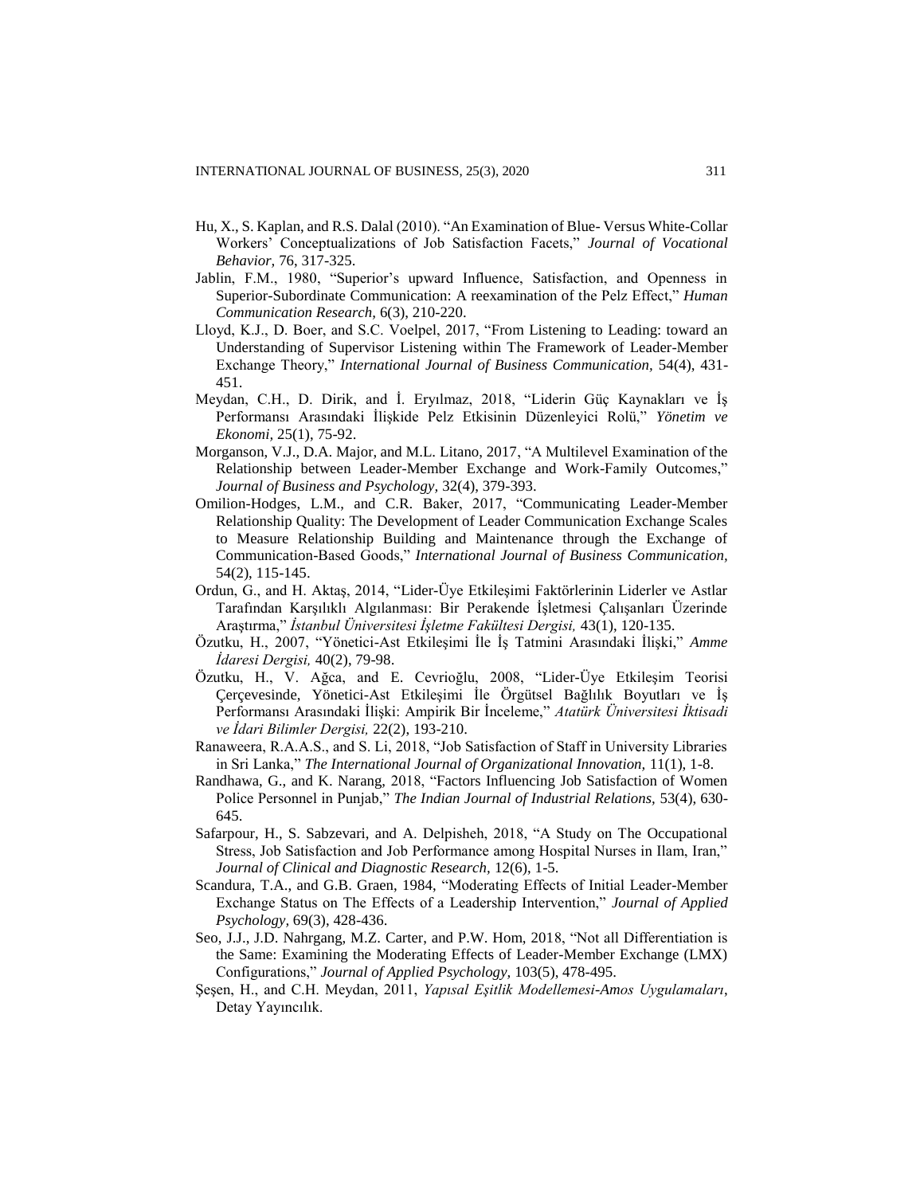Hu, X., S. Kaplan, and R.S. Dalal (2010). "An Examination of Blue- Versus White-Collar Workers' Conceptualizations of Job Satisfaction Facets," *Journal of Vocational Behavior,* 76, 317-325.

Jablin, F.M., 1980, "Superior's upward Influence, Satisfaction, and Openness in Superior-Subordinate Communication: A reexamination of the Pelz Effect," *Human Communication Research,* 6(3), 210-220.

Lloyd, K.J., D. Boer, and S.C. Voelpel, 2017, "From Listening to Leading: toward an Understanding of Supervisor Listening within The Framework of Leader-Member Exchange Theory," *International Journal of Business Communication,* 54(4), 431-451.

Meydan, C.H., D. Dirik, and İ. Eryılmaz, 2018, "Liderin Güç Kaynakları ve İş Performansı Arasındaki İlişkide Pelz Etkisinin Düzenleyici Rolü," *Yönetim ve Ekonomi,* 25(1), 75-92.

Morganson, V.J., D.A. Major, and M.L. Litano, 2017, "A Multilevel Examination of the Relationship between Leader-Member Exchange and Work-Family Outcomes," *Journal of Business and Psychology,* 32(4), 379-393.

Omilion-Hodges, L.M., and C.R. Baker, 2017, "Communicating Leader-Member Relationship Quality: The Development of Leader Communication Exchange Scales to Measure Relationship Building and Maintenance through the Exchange of Communication-Based Goods," *International Journal of Business Communication,* 54(2), 115-145.

Ordun, G., and H. Aktaş, 2014, "Lider-Üye Etkileşimi Faktörlerinin Liderler ve Astlar Tarafından Karşılıklı Algılanması: Bir Perakende İşletmesi Çalışanları Üzerinde Araştırma," *İstanbul Üniversitesi İşletme Fakültesi Dergisi,* 43(1), 120-135.

Özutku, H., 2007, "Yönetici-Ast Etkileşimi İle İş Tatmini Arasındaki İlişki," *Amme İdaresi Dergisi,* 40(2), 79-98.

Özutku, H., V. Ağca, and E. Cevrioğlu, 2008, "Lider-Üye Etkileşim Teorisi Çerçevesinde, Yönetici-Ast Etkileşimi İle Örgütsel Bağlılık Boyutları ve İş Performansı Arasındaki İlişki: Ampirik Bir İnceleme," *Atatürk Üniversitesi İktisadi ve İdari Bilimler Dergisi,* 22(2), 193-210.

Ranaweera, R.A.A.S., and S. Li, 2018, "Job Satisfaction of Staff in University Libraries in Sri Lanka," *The International Journal of Organizational Innovation,* 11(1), 1-8.

Randhawa, G., and K. Narang, 2018, "Factors Influencing Job Satisfaction of Women Police Personnel in Punjab," *The Indian Journal of Industrial Relations,* 53(4), 630-645.

Safarpour, H., S. Sabzevari, and A. Delpisheh, 2018, "A Study on The Occupational Stress, Job Satisfaction and Job Performance among Hospital Nurses in Ilam, Iran," *Journal of Clinical and Diagnostic Research*, 12(6), 1-5.

Scandura, T.A., and G.B. Graen, 1984, "Moderating Effects of Initial Leader-Member Exchange Status on The Effects of a Leadership Intervention," *Journal of Applied Psychology,* 69(3), 428-436.

Seo, J.J., J.D. Nahrgang, M.Z. Carter, and P.W. Hom, 2018, "Not all Differentiation is the Same: Examining the Moderating Effects of Leader-Member Exchange (LMX) Configurations," *Journal of Applied Psychology,* 103(5), 478-495.

Şeşen, H., and C.H. Meydan, 2011, *Yapısal Eşitlik Modellemesi-Amos Uygulamaları*, Detay Yayıncılık.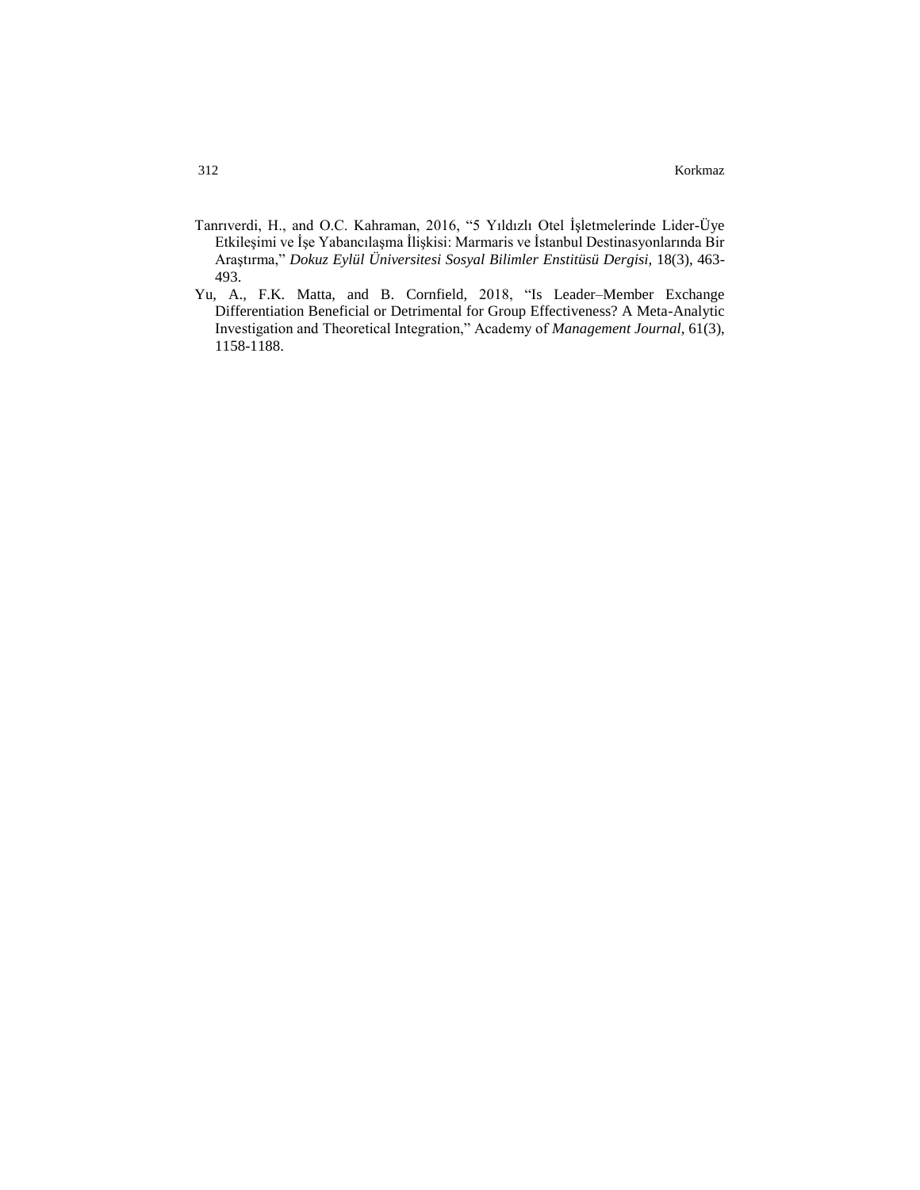Tanrıverdi, H., and O.C. Kahraman, 2016, "5 Yıldızlı Otel İşletmelerinde Lider-Üye Etkileşimi ve İşe Yabancılaşma İlişkisi: Marmaris ve İstanbul Destinasyonlarında Bir Araştırma," *Dokuz Eylül Üniversitesi Sosyal Bilimler Enstitüsü Dergisi*, 18(3), 463-493.

Yu, A., F.K. Matta, and B. Cornfield, 2018, "Is Leader–Member Exchange Differentiation Beneficial or Detrimental for Group Effectiveness? A Meta-Analytic Investigation and Theoretical Integration," Academy of *Management Journal*, 61(3), 1158-1188.